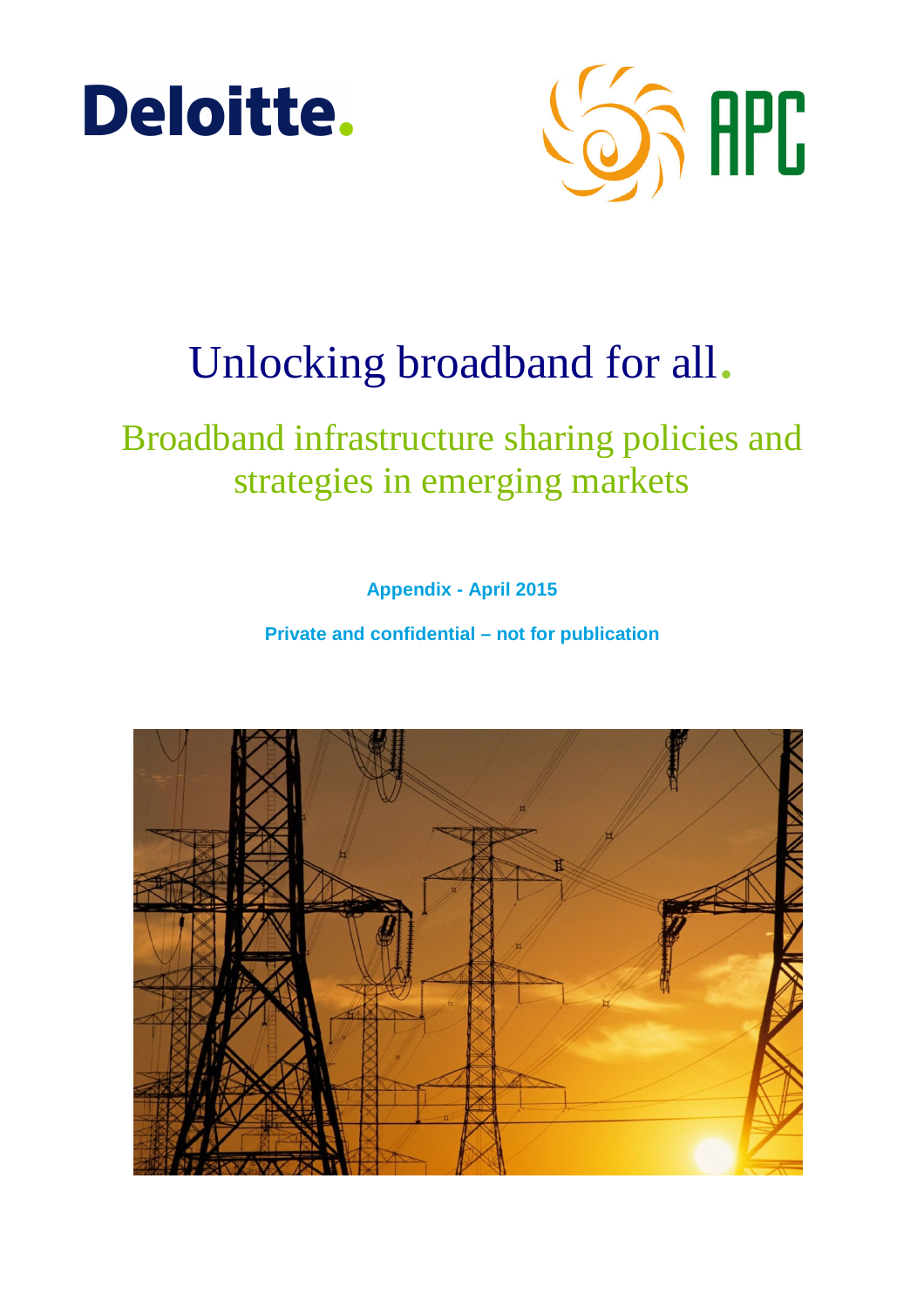# Unlocking broadband for all.

## Broadband infrastructure sharing policies and strategies in emerging markets

**Appendix - April 2015**

**Private and confidential – not for publication**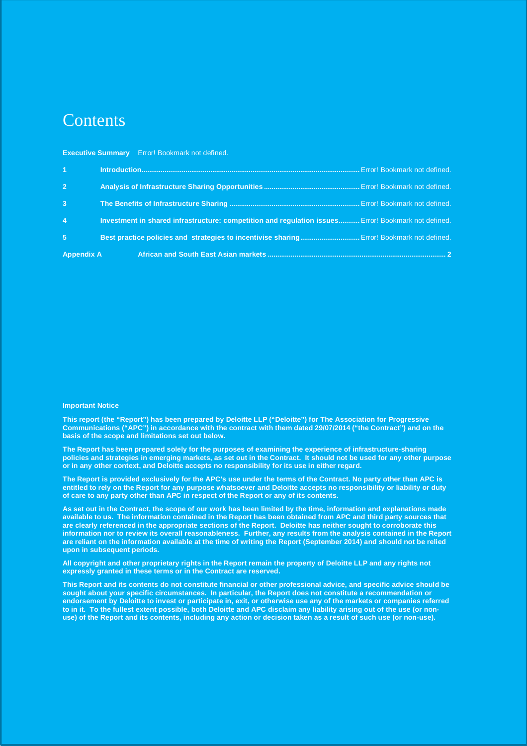# Contents

| | | |
|---|---|---|
| **Executive Summary** | | Error! Bookmark not defined. |
| **1** | **Introduction** | Error! Bookmark not defined. |
| **2** | **Analysis of Infrastructure Sharing Opportunities** | Error! Bookmark not defined. |
| **3** | **The Benefits of Infrastructure Sharing** | Error! Bookmark not defined. |
| **4** | **Investment in shared infrastructure: competition and regulation issues** | Error! Bookmark not defined. |
| **5** | **Best practice policies and strategies to incentivise sharing** | Error! Bookmark not defined. |
| **Appendix A** | **African and South East Asian markets** | **2** |

**Important Notice**

**This report (the "Report") has been prepared by Deloitte LLP ("Deloitte") for The Association for Progressive Communications ("APC") in accordance with the contract with them dated 29/07/2014 ("the Contract") and on the basis of the scope and limitations set out below.**

**The Report has been prepared solely for the purposes of examining the experience of infrastructure-sharing policies and strategies in emerging markets, as set out in the Contract. It should not be used for any other purpose or in any other context, and Deloitte accepts no responsibility for its use in either regard.**

**The Report is provided exclusively for the APC's use under the terms of the Contract. No party other than APC is entitled to rely on the Report for any purpose whatsoever and Deloitte accepts no responsibility or liability or duty of care to any party other than APC in respect of the Report or any of its contents.**

**As set out in the Contract, the scope of our work has been limited by the time, information and explanations made available to us. The information contained in the Report has been obtained from APC and third party sources that are clearly referenced in the appropriate sections of the Report. Deloitte has neither sought to corroborate this information nor to review its overall reasonableness. Further, any results from the analysis contained in the Report are reliant on the information available at the time of writing the Report (September 2014) and should not be relied upon in subsequent periods.**

**All copyright and other proprietary rights in the Report remain the property of Deloitte LLP and any rights not expressly granted in these terms or in the Contract are reserved.**

**This Report and its contents do not constitute financial or other professional advice, and specific advice should be sought about your specific circumstances. In particular, the Report does not constitute a recommendation or endorsement by Deloitte to invest or participate in, exit, or otherwise use any of the markets or companies referred to in it. To the fullest extent possible, both Deloitte and APC disclaim any liability arising out of the use (or non-use) of the Report and its contents, including any action or decision taken as a result of such use (or non-use).**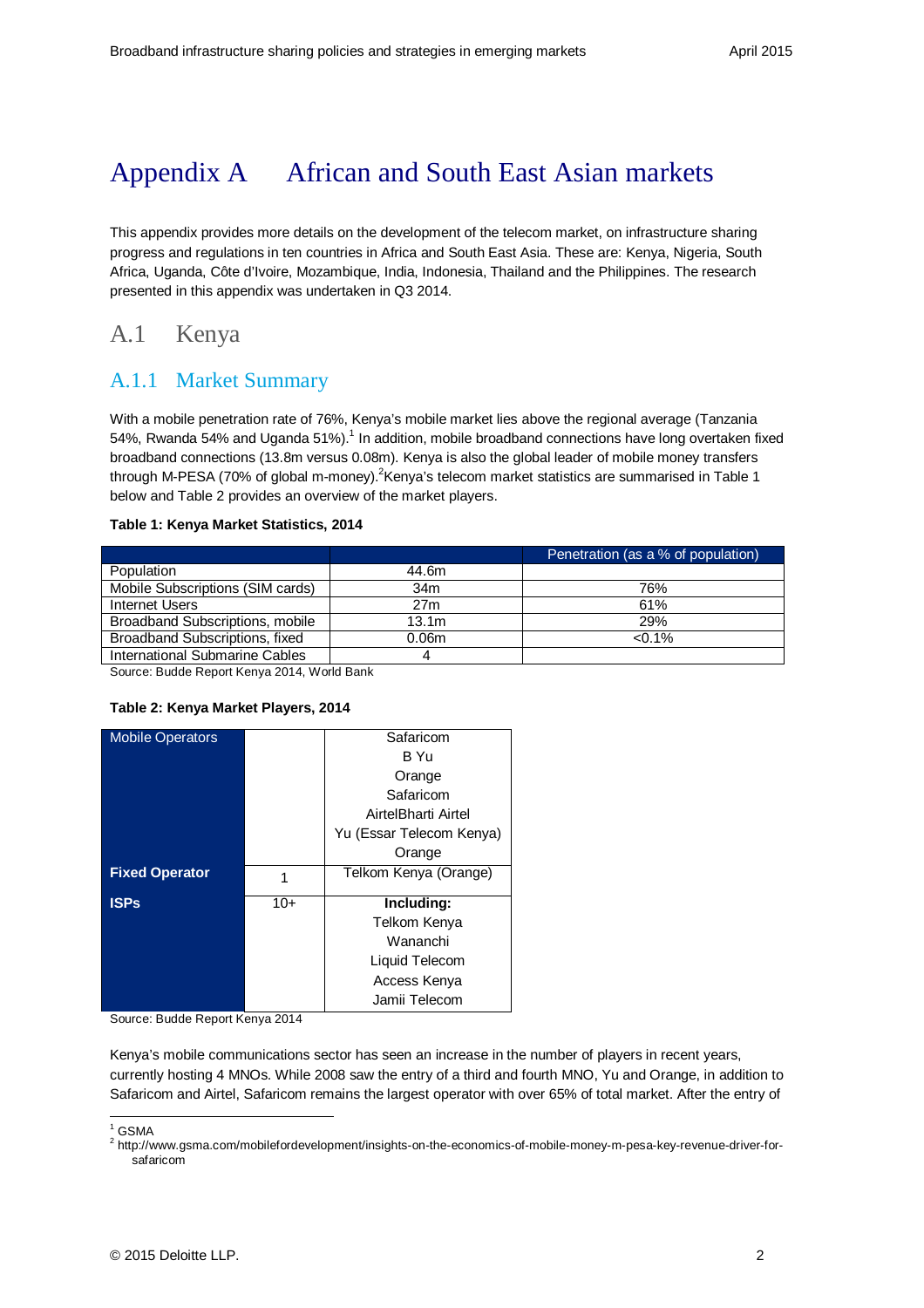# Appendix A African and South East Asian markets

This appendix provides more details on the development of the telecom market, on infrastructure sharing progress and regulations in ten countries in Africa and South East Asia. These are: Kenya, Nigeria, South Africa, Uganda, Côte d'Ivoire, Mozambique, India, Indonesia, Thailand and the Philippines. The research presented in this appendix was undertaken in Q3 2014.

## A.1 Kenya

### A.1.1 Market Summary

With a mobile penetration rate of 76%, Kenya's mobile market lies above the regional average (Tanzania 54%, Rwanda 54% and Uganda 51%).[1] In addition, mobile broadband connections have long overtaken fixed broadband connections (13.8m versus 0.08m). Kenya is also the global leader of mobile money transfers through M-PESA (70% of global m-money).[2]Kenya's telecom market statistics are summarised in Table 1 below and Table 2 provides an overview of the market players.

**Table 1: Kenya Market Statistics, 2014**

| | | Penetration (as a % of population) |
|---|---|---|
| Population | 44.6m | |
| Mobile Subscriptions (SIM cards) | 34m | 76% |
| Internet Users | 27m | 61% |
| Broadband Subscriptions, mobile | 13.1m | 29% |
| Broadband Subscriptions, fixed | 0.06m | <0.1% |
| International Submarine Cables | 4 | |

Source: Budde Report Kenya 2014, World Bank

**Table 2: Kenya Market Players, 2014**

| | | |
|---|---|---|
| Mobile Operators | | Safaricom<br>B Yu<br>Orange<br>Safaricom<br>AirtelBharti Airtel<br>Yu (Essar Telecom Kenya)<br>Orange |
| **Fixed Operator** | 1 | Telkom Kenya (Orange) |
| **ISPs** | 10+ | **Including:**<br>Telkom Kenya<br>Wananchi<br>Liquid Telecom<br>Access Kenya<br>Jamii Telecom |

Source: Budde Report Kenya 2014

Kenya's mobile communications sector has seen an increase in the number of players in recent years, currently hosting 4 MNOs. While 2008 saw the entry of a third and fourth MNO, Yu and Orange, in addition to Safaricom and Airtel, Safaricom remains the largest operator with over 65% of total market. After the entry of

[1] GSMA

[2] http://www.gsma.com/mobilefordevelopment/insights-on-the-economics-of-mobile-money-m-pesa-key-revenue-driver-for-safaricom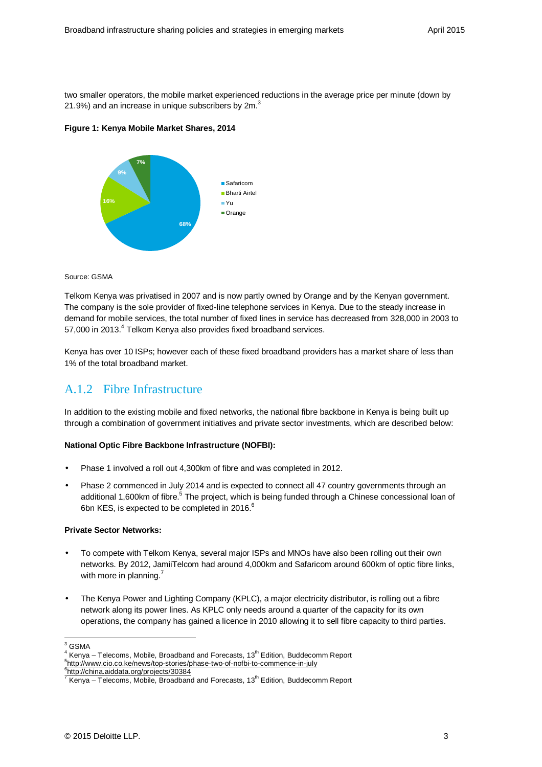two smaller operators, the mobile market experienced reductions in the average price per minute (down by 21.9%) and an increase in unique subscribers by 2m.[3]

**Figure 1: Kenya Mobile Market Shares, 2014**

Source: GSMA

Telkom Kenya was privatised in 2007 and is now partly owned by Orange and by the Kenyan government. The company is the sole provider of fixed-line telephone services in Kenya. Due to the steady increase in demand for mobile services, the total number of fixed lines in service has decreased from 328,000 in 2003 to 57,000 in 2013.[4] Telkom Kenya also provides fixed broadband services.

Kenya has over 10 ISPs; however each of these fixed broadband providers has a market share of less than 1% of the total broadband market.

## A.1.2 Fibre Infrastructure

In addition to the existing mobile and fixed networks, the national fibre backbone in Kenya is being built up through a combination of government initiatives and private sector investments, which are described below:

**National Optic Fibre Backbone Infrastructure (NOFBI):**

- Phase 1 involved a roll out 4,300km of fibre and was completed in 2012.
- Phase 2 commenced in July 2014 and is expected to connect all 47 country governments through an additional 1,600km of fibre.[5] The project, which is being funded through a Chinese concessional loan of 6bn KES, is expected to be completed in 2016.[6]

**Private Sector Networks:**

- To compete with Telkom Kenya, several major ISPs and MNOs have also been rolling out their own networks. By 2012, JamiiTelcom had around 4,000km and Safaricom around 600km of optic fibre links, with more in planning.[7]
- The Kenya Power and Lighting Company (KPLC), a major electricity distributor, is rolling out a fibre network along its power lines. As KPLC only needs around a quarter of the capacity for its own operations, the company has gained a licence in 2010 allowing it to sell fibre capacity to third parties.

---

[3] GSMA
[4] Kenya – Telecoms, Mobile, Broadband and Forecasts, 13th Edition, Buddecomm Report
[5] http://www.cio.co.ke/news/top-stories/phase-two-of-nofbi-to-commence-in-july
[6] http://china.aiddata.org/projects/30384
[7] Kenya – Telecoms, Mobile, Broadband and Forecasts, 13th Edition, Buddecomm Report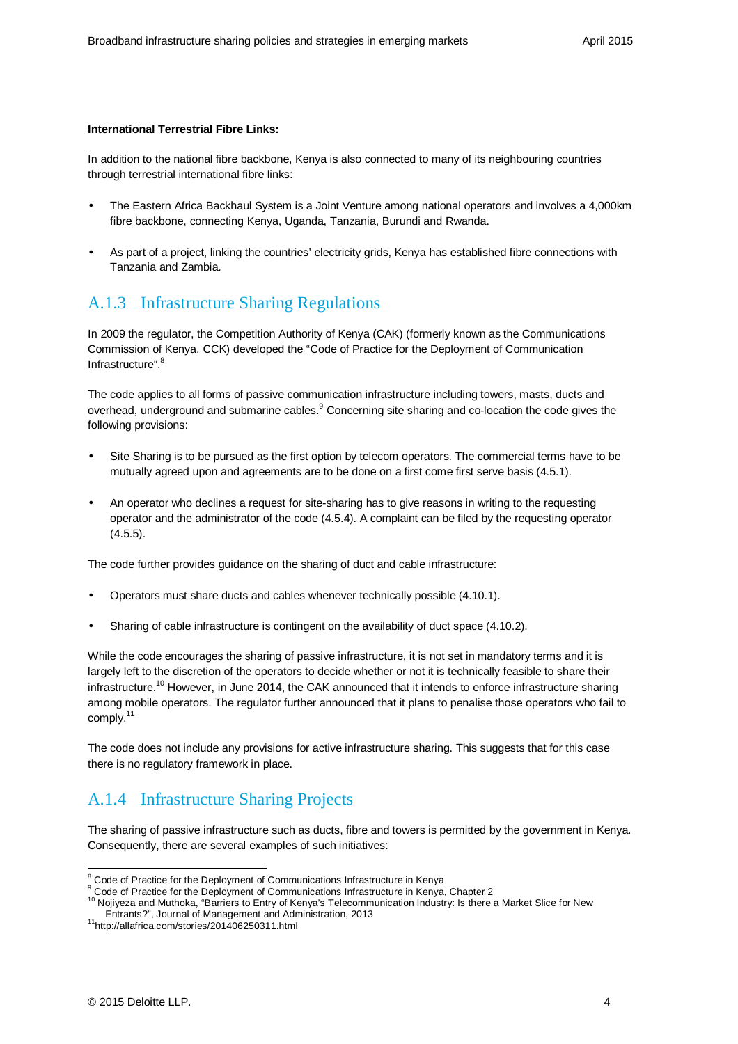**International Terrestrial Fibre Links:**

In addition to the national fibre backbone, Kenya is also connected to many of its neighbouring countries through terrestrial international fibre links:

- The Eastern Africa Backhaul System is a Joint Venture among national operators and involves a 4,000km fibre backbone, connecting Kenya, Uganda, Tanzania, Burundi and Rwanda.
- As part of a project, linking the countries' electricity grids, Kenya has established fibre connections with Tanzania and Zambia.

## A.1.3 Infrastructure Sharing Regulations

In 2009 the regulator, the Competition Authority of Kenya (CAK) (formerly known as the Communications Commission of Kenya, CCK) developed the "Code of Practice for the Deployment of Communication Infrastructure".[8]

The code applies to all forms of passive communication infrastructure including towers, masts, ducts and overhead, underground and submarine cables.[9] Concerning site sharing and co-location the code gives the following provisions:

- Site Sharing is to be pursued as the first option by telecom operators. The commercial terms have to be mutually agreed upon and agreements are to be done on a first come first serve basis (4.5.1).
- An operator who declines a request for site-sharing has to give reasons in writing to the requesting operator and the administrator of the code (4.5.4). A complaint can be filed by the requesting operator (4.5.5).

The code further provides guidance on the sharing of duct and cable infrastructure:

- Operators must share ducts and cables whenever technically possible (4.10.1).
- Sharing of cable infrastructure is contingent on the availability of duct space (4.10.2).

While the code encourages the sharing of passive infrastructure, it is not set in mandatory terms and it is largely left to the discretion of the operators to decide whether or not it is technically feasible to share their infrastructure.[10] However, in June 2014, the CAK announced that it intends to enforce infrastructure sharing among mobile operators. The regulator further announced that it plans to penalise those operators who fail to comply.[11]

The code does not include any provisions for active infrastructure sharing. This suggests that for this case there is no regulatory framework in place.

## A.1.4 Infrastructure Sharing Projects

The sharing of passive infrastructure such as ducts, fibre and towers is permitted by the government in Kenya. Consequently, there are several examples of such initiatives:

---

[8] Code of Practice for the Deployment of Communications Infrastructure in Kenya

[9] Code of Practice for the Deployment of Communications Infrastructure in Kenya, Chapter 2

[10] Nojiyeza and Muthoka, "Barriers to Entry of Kenya's Telecommunication Industry: Is there a Market Slice for New Entrants?", Journal of Management and Administration, 2013

[11] http://allafrica.com/stories/201406250311.html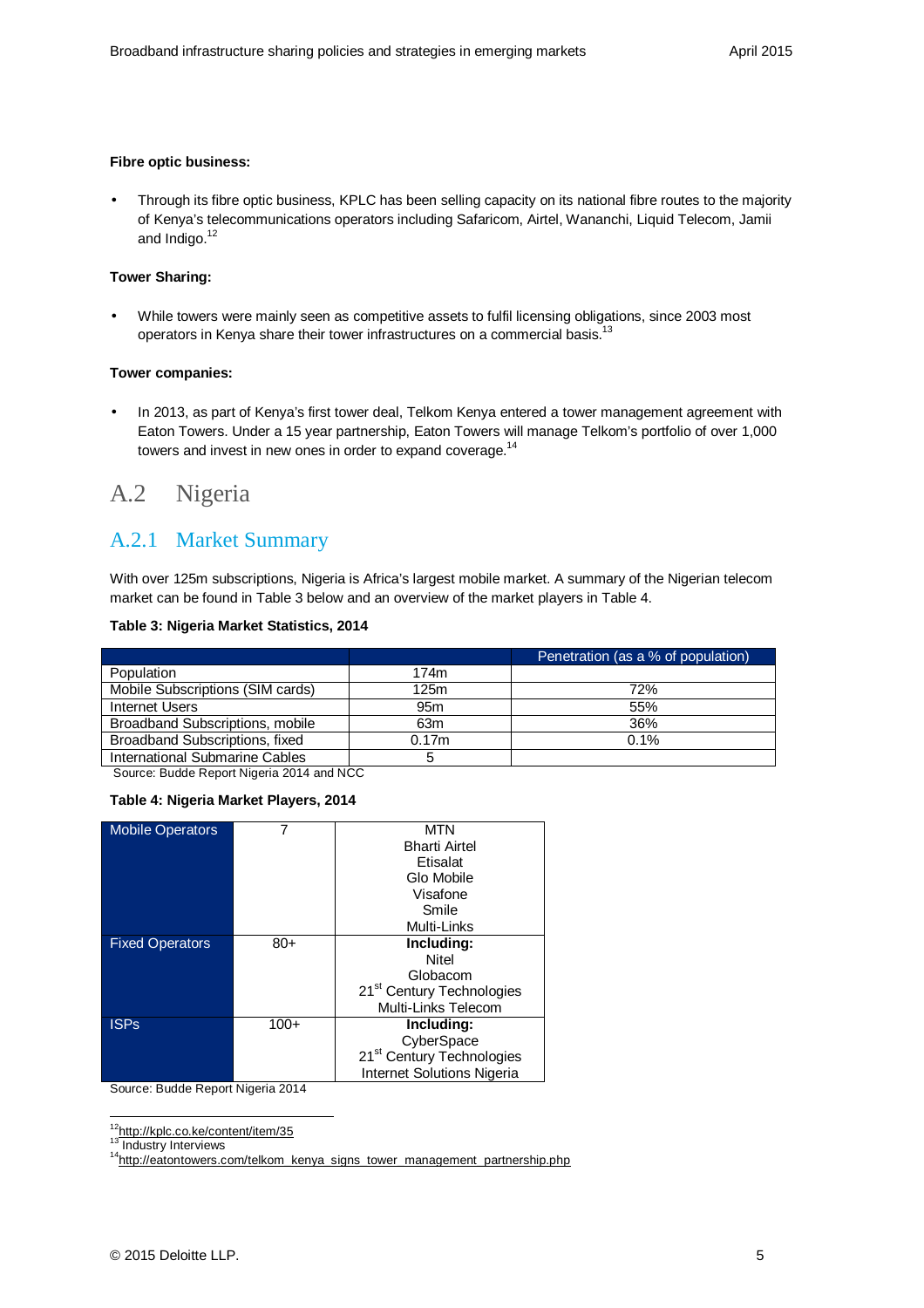**Fibre optic business:**

- Through its fibre optic business, KPLC has been selling capacity on its national fibre routes to the majority of Kenya's telecommunications operators including Safaricom, Airtel, Wananchi, Liquid Telecom, Jamii and Indigo.[12]

**Tower Sharing:**

- While towers were mainly seen as competitive assets to fulfil licensing obligations, since 2003 most operators in Kenya share their tower infrastructures on a commercial basis.[13]

**Tower companies:**

- In 2013, as part of Kenya's first tower deal, Telkom Kenya entered a tower management agreement with Eaton Towers. Under a 15 year partnership, Eaton Towers will manage Telkom's portfolio of over 1,000 towers and invest in new ones in order to expand coverage.[14]

## A.2 Nigeria

### A.2.1 Market Summary

With over 125m subscriptions, Nigeria is Africa's largest mobile market. A summary of the Nigerian telecom market can be found in Table 3 below and an overview of the market players in Table 4.

**Table 3: Nigeria Market Statistics, 2014**

| | | Penetration (as a % of population) |
|---|---|---|
| Population | 174m | |
| Mobile Subscriptions (SIM cards) | 125m | 72% |
| Internet Users | 95m | 55% |
| Broadband Subscriptions, mobile | 63m | 36% |
| Broadband Subscriptions, fixed | 0.17m | 0.1% |
| International Submarine Cables | 5 | |

Source: Budde Report Nigeria 2014 and NCC

**Table 4: Nigeria Market Players, 2014**

| | | |
|---|---|---|
| Mobile Operators | 7 | MTN<br>Bharti Airtel<br>Etisalat<br>Glo Mobile<br>Visafone<br>Smile<br>Multi-Links |
| Fixed Operators | 80+ | **Including:**<br>Nitel<br>Globacom<br>21st Century Technologies<br>Multi-Links Telecom |
| ISPs | 100+ | **Including:**<br>CyberSpace<br>21st Century Technologies<br>Internet Solutions Nigeria |

Source: Budde Report Nigeria 2014

[12] http://kplc.co.ke/content/item/35
[13] Industry Interviews
[14] http://eatontowers.com/telkom_kenya_signs_tower_management_partnership.php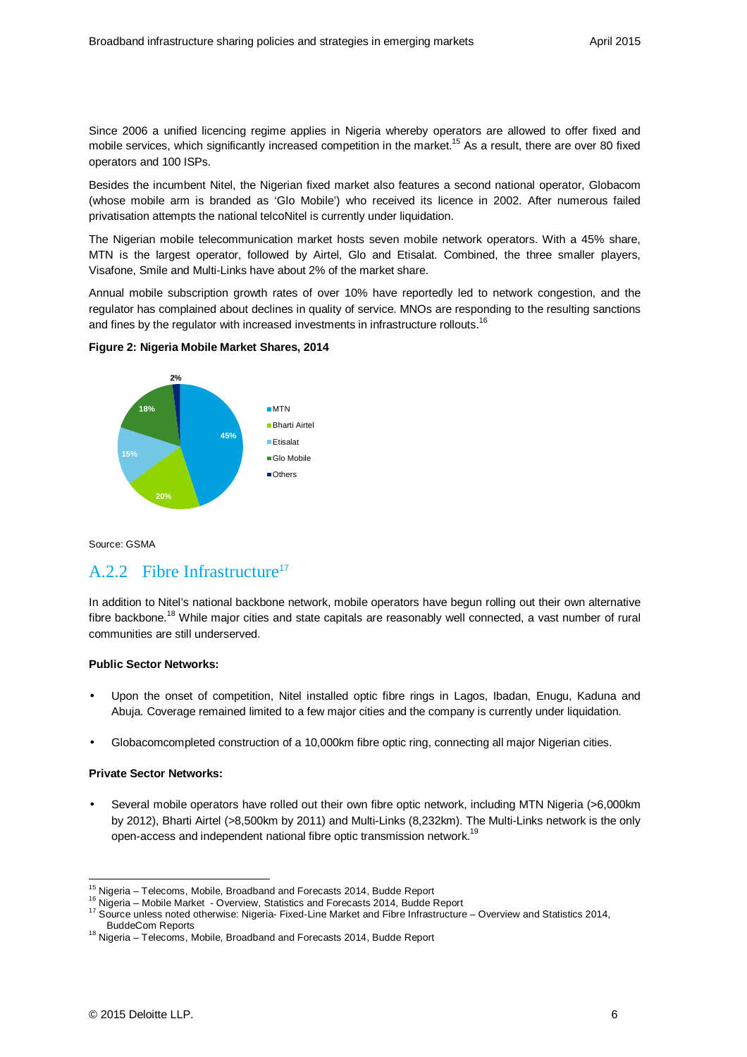Since 2006 a unified licencing regime applies in Nigeria whereby operators are allowed to offer fixed and mobile services, which significantly increased competition in the market.[15] As a result, there are over 80 fixed operators and 100 ISPs.

Besides the incumbent Nitel, the Nigerian fixed market also features a second national operator, Globacom (whose mobile arm is branded as 'Glo Mobile') who received its licence in 2002. After numerous failed privatisation attempts the national telcoNitel is currently under liquidation.

The Nigerian mobile telecommunication market hosts seven mobile network operators. With a 45% share, MTN is the largest operator, followed by Airtel, Glo and Etisalat. Combined, the three smaller players, Visafone, Smile and Multi-Links have about 2% of the market share.

Annual mobile subscription growth rates of over 10% have reportedly led to network congestion, and the regulator has complained about declines in quality of service. MNOs are responding to the resulting sanctions and fines by the regulator with increased investments in infrastructure rollouts.[16]

**Figure 2: Nigeria Mobile Market Shares, 2014**

| Operator | Share |
|---|---|
| MTN | 45% |
| Bharti Airtel | 20% |
| Etisalat | 15% |
| Glo Mobile | 18% |
| Others | 2% |

Source: GSMA

## A.2.2 Fibre Infrastructure[17]

In addition to Nitel's national backbone network, mobile operators have begun rolling out their own alternative fibre backbone.[18] While major cities and state capitals are reasonably well connected, a vast number of rural communities are still underserved.

**Public Sector Networks:**

- Upon the onset of competition, Nitel installed optic fibre rings in Lagos, Ibadan, Enugu, Kaduna and Abuja. Coverage remained limited to a few major cities and the company is currently under liquidation.
- Globacomcompleted construction of a 10,000km fibre optic ring, connecting all major Nigerian cities.

**Private Sector Networks:**

- Several mobile operators have rolled out their own fibre optic network, including MTN Nigeria (>6,000km by 2012), Bharti Airtel (>8,500km by 2011) and Multi-Links (8,232km). The Multi-Links network is the only open-access and independent national fibre optic transmission network.[19]

---

[15] Nigeria – Telecoms, Mobile, Broadband and Forecasts 2014, Budde Report

[16] Nigeria – Mobile Market - Overview, Statistics and Forecasts 2014, Budde Report

[17] Source unless noted otherwise: Nigeria- Fixed-Line Market and Fibre Infrastructure – Overview and Statistics 2014, BuddeCom Reports

[18] Nigeria – Telecoms, Mobile, Broadband and Forecasts 2014, Budde Report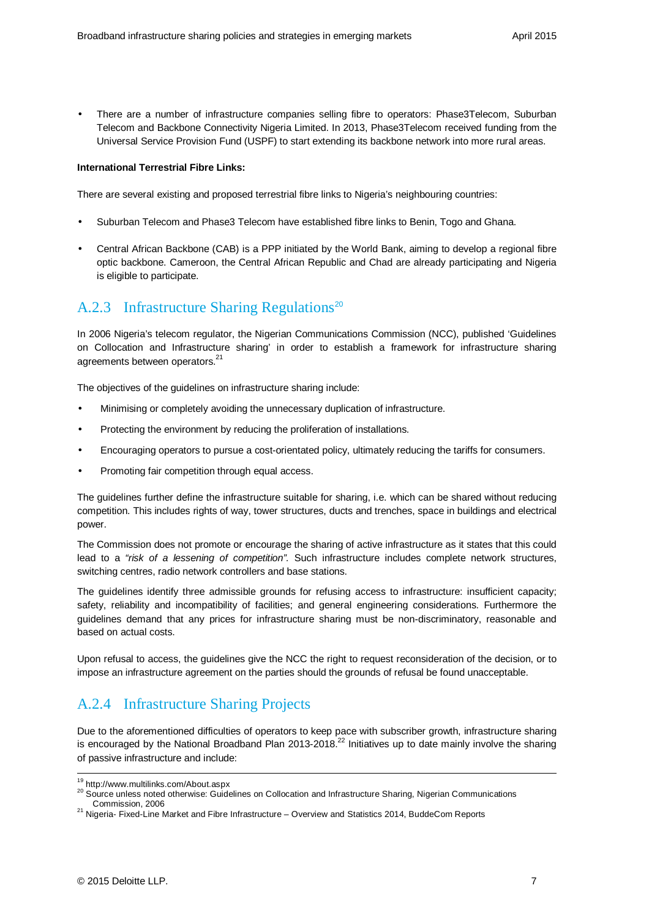- There are a number of infrastructure companies selling fibre to operators: Phase3Telecom, Suburban Telecom and Backbone Connectivity Nigeria Limited. In 2013, Phase3Telecom received funding from the Universal Service Provision Fund (USPF) to start extending its backbone network into more rural areas.

**International Terrestrial Fibre Links:**

There are several existing and proposed terrestrial fibre links to Nigeria's neighbouring countries:

- Suburban Telecom and Phase3 Telecom have established fibre links to Benin, Togo and Ghana.
- Central African Backbone (CAB) is a PPP initiated by the World Bank, aiming to develop a regional fibre optic backbone. Cameroon, the Central African Republic and Chad are already participating and Nigeria is eligible to participate.

### A.2.3 Infrastructure Sharing Regulations[20]

In 2006 Nigeria's telecom regulator, the Nigerian Communications Commission (NCC), published 'Guidelines on Collocation and Infrastructure sharing' in order to establish a framework for infrastructure sharing agreements between operators.[21]

The objectives of the guidelines on infrastructure sharing include:

- Minimising or completely avoiding the unnecessary duplication of infrastructure.
- Protecting the environment by reducing the proliferation of installations.
- Encouraging operators to pursue a cost-orientated policy, ultimately reducing the tariffs for consumers.
- Promoting fair competition through equal access.

The guidelines further define the infrastructure suitable for sharing, i.e. which can be shared without reducing competition. This includes rights of way, tower structures, ducts and trenches, space in buildings and electrical power.

The Commission does not promote or encourage the sharing of active infrastructure as it states that this could lead to a *"risk of a lessening of competition"*. Such infrastructure includes complete network structures, switching centres, radio network controllers and base stations.

The guidelines identify three admissible grounds for refusing access to infrastructure: insufficient capacity; safety, reliability and incompatibility of facilities; and general engineering considerations. Furthermore the guidelines demand that any prices for infrastructure sharing must be non-discriminatory, reasonable and based on actual costs.

Upon refusal to access, the guidelines give the NCC the right to request reconsideration of the decision, or to impose an infrastructure agreement on the parties should the grounds of refusal be found unacceptable.

### A.2.4 Infrastructure Sharing Projects

Due to the aforementioned difficulties of operators to keep pace with subscriber growth, infrastructure sharing is encouraged by the National Broadband Plan 2013-2018.[22] Initiatives up to date mainly involve the sharing of passive infrastructure and include:

---

[19] http://www.multilinks.com/About.aspx

[20] Source unless noted otherwise: Guidelines on Collocation and Infrastructure Sharing, Nigerian Communications Commission, 2006

[21] Nigeria- Fixed-Line Market and Fibre Infrastructure – Overview and Statistics 2014, BuddeCom Reports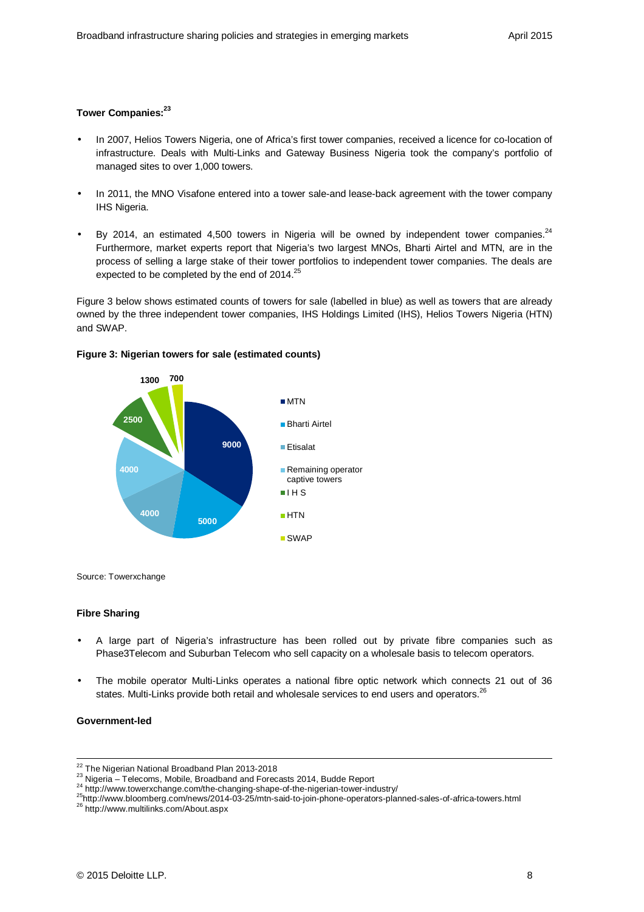**Tower Companies:**[23]

- In 2007, Helios Towers Nigeria, one of Africa's first tower companies, received a licence for co-location of infrastructure. Deals with Multi-Links and Gateway Business Nigeria took the company's portfolio of managed sites to over 1,000 towers.

- In 2011, the MNO Visafone entered into a tower sale-and lease-back agreement with the tower company IHS Nigeria.

- By 2014, an estimated 4,500 towers in Nigeria will be owned by independent tower companies.[24] Furthermore, market experts report that Nigeria's two largest MNOs, Bharti Airtel and MTN, are in the process of selling a large stake of their tower portfolios to independent tower companies. The deals are expected to be completed by the end of 2014.[25]

Figure 3 below shows estimated counts of towers for sale (labelled in blue) as well as towers that are already owned by the three independent tower companies, IHS Holdings Limited (IHS), Helios Towers Nigeria (HTN) and SWAP.

**Figure 3: Nigerian towers for sale (estimated counts)**

| Category | Towers |
|---|---|
| MTN | 9000 |
| Bharti Airtel | 5000 |
| Etisalat | 4000 |
| Remaining operator captive towers | 4000 |
| I H S | 2500 |
| HTN | 1300 |
| SWAP | 700 |

Source: Towerxchange

**Fibre Sharing**

- A large part of Nigeria's infrastructure has been rolled out by private fibre companies such as Phase3Telecom and Suburban Telecom who sell capacity on a wholesale basis to telecom operators.

- The mobile operator Multi-Links operates a national fibre optic network which connects 21 out of 36 states. Multi-Links provide both retail and wholesale services to end users and operators.[26]

**Government-led**

---

[22] The Nigerian National Broadband Plan 2013-2018
[23] Nigeria – Telecoms, Mobile, Broadband and Forecasts 2014, Budde Report
[24] http://www.towerxchange.com/the-changing-shape-of-the-nigerian-tower-industry/
[25] http://www.bloomberg.com/news/2014-03-25/mtn-said-to-join-phone-operators-planned-sales-of-africa-towers.html
[26] http://www.multilinks.com/About.aspx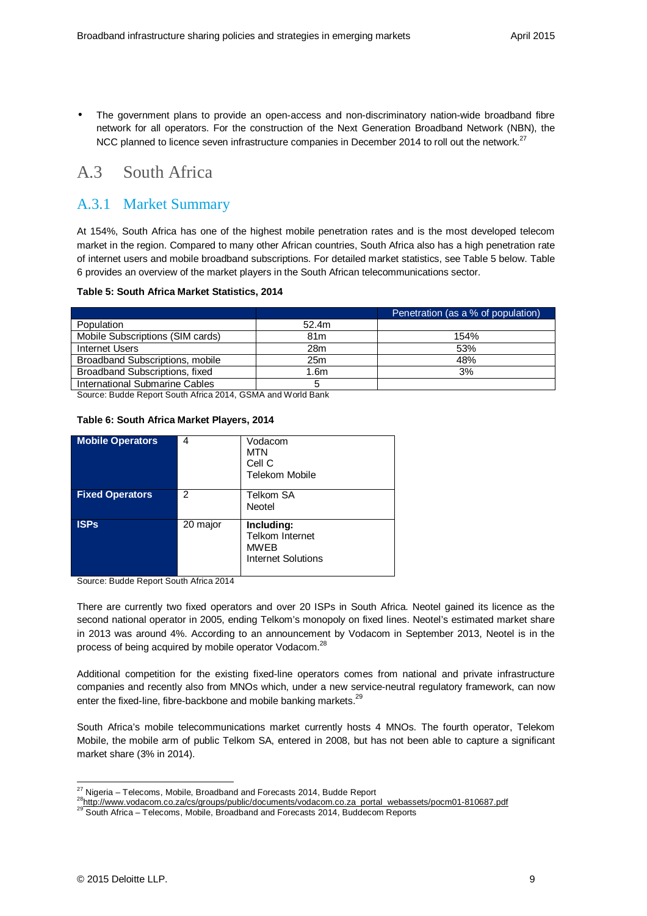- The government plans to provide an open-access and non-discriminatory nation-wide broadband fibre network for all operators. For the construction of the Next Generation Broadband Network (NBN), the NCC planned to licence seven infrastructure companies in December 2014 to roll out the network.[27]

## A.3 South Africa

### A.3.1 Market Summary

At 154%, South Africa has one of the highest mobile penetration rates and is the most developed telecom market in the region. Compared to many other African countries, South Africa also has a high penetration rate of internet users and mobile broadband subscriptions. For detailed market statistics, see Table 5 below. Table 6 provides an overview of the market players in the South African telecommunications sector.

**Table 5: South Africa Market Statistics, 2014**

| | | Penetration (as a % of population) |
|---|---|---|
| Population | 52.4m | |
| Mobile Subscriptions (SIM cards) | 81m | 154% |
| Internet Users | 28m | 53% |
| Broadband Subscriptions, mobile | 25m | 48% |
| Broadband Subscriptions, fixed | 1.6m | 3% |
| International Submarine Cables | 5 | |

Source: Budde Report South Africa 2014, GSMA and World Bank

**Table 6: South Africa Market Players, 2014**

| | | |
|---|---|---|
| **Mobile Operators** | 4 | Vodacom<br>MTN<br>Cell C<br>Telekom Mobile |
| **Fixed Operators** | 2 | Telkom SA<br>Neotel |
| **ISPs** | 20 major | **Including:**<br>Telkom Internet<br>MWEB<br>Internet Solutions |

Source: Budde Report South Africa 2014

There are currently two fixed operators and over 20 ISPs in South Africa. Neotel gained its licence as the second national operator in 2005, ending Telkom's monopoly on fixed lines. Neotel's estimated market share in 2013 was around 4%. According to an announcement by Vodacom in September 2013, Neotel is in the process of being acquired by mobile operator Vodacom.[28]

Additional competition for the existing fixed-line operators comes from national and private infrastructure companies and recently also from MNOs which, under a new service-neutral regulatory framework, can now enter the fixed-line, fibre-backbone and mobile banking markets.[29]

South Africa's mobile telecommunications market currently hosts 4 MNOs. The fourth operator, Telekom Mobile, the mobile arm of public Telkom SA, entered in 2008, but has not been able to capture a significant market share (3% in 2014).

---

[27] Nigeria – Telecoms, Mobile, Broadband and Forecasts 2014, Budde Report

[28] http://www.vodacom.co.za/cs/groups/public/documents/vodacom.co.za_portal_webassets/pocm01-810687.pdf

[29] South Africa – Telecoms, Mobile, Broadband and Forecasts 2014, Buddecom Reports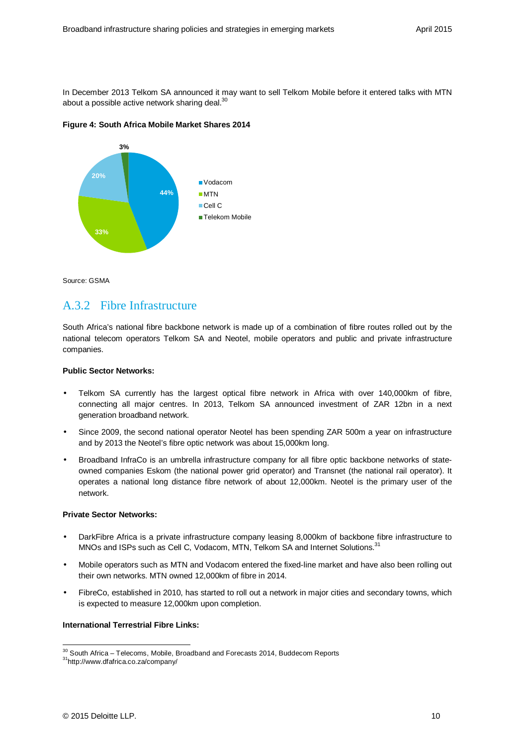In December 2013 Telkom SA announced it may want to sell Telkom Mobile before it entered talks with MTN about a possible active network sharing deal.[30]

**Figure 4: South Africa Mobile Market Shares 2014**

Source: GSMA

## A.3.2 Fibre Infrastructure

South Africa's national fibre backbone network is made up of a combination of fibre routes rolled out by the national telecom operators Telkom SA and Neotel, mobile operators and public and private infrastructure companies.

**Public Sector Networks:**

- Telkom SA currently has the largest optical fibre network in Africa with over 140,000km of fibre, connecting all major centres. In 2013, Telkom SA announced investment of ZAR 12bn in a next generation broadband network.
- Since 2009, the second national operator Neotel has been spending ZAR 500m a year on infrastructure and by 2013 the Neotel's fibre optic network was about 15,000km long.
- Broadband InfraCo is an umbrella infrastructure company for all fibre optic backbone networks of state-owned companies Eskom (the national power grid operator) and Transnet (the national rail operator). It operates a national long distance fibre network of about 12,000km. Neotel is the primary user of the network.

**Private Sector Networks:**

- DarkFibre Africa is a private infrastructure company leasing 8,000km of backbone fibre infrastructure to MNOs and ISPs such as Cell C, Vodacom, MTN, Telkom SA and Internet Solutions.[31]
- Mobile operators such as MTN and Vodacom entered the fixed-line market and have also been rolling out their own networks. MTN owned 12,000km of fibre in 2014.
- FibreCo, established in 2010, has started to roll out a network in major cities and secondary towns, which is expected to measure 12,000km upon completion.

**International Terrestrial Fibre Links:**

---

[30] South Africa – Telecoms, Mobile, Broadband and Forecasts 2014, Buddecom Reports
[31] http://www.dfafrica.co.za/company/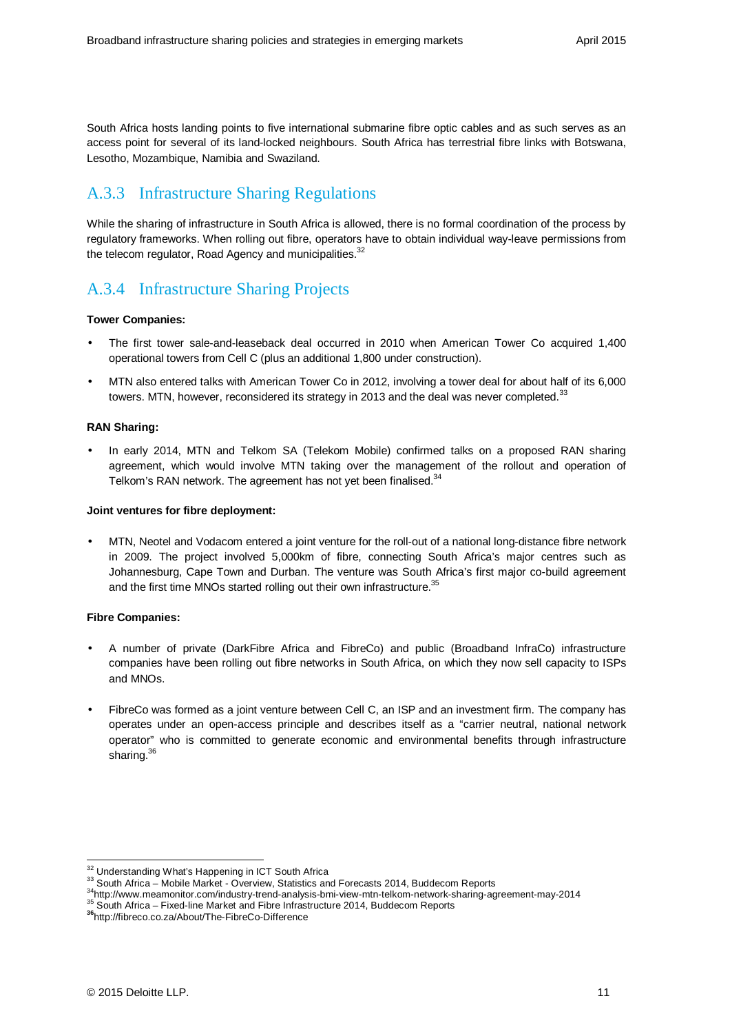South Africa hosts landing points to five international submarine fibre optic cables and as such serves as an access point for several of its land-locked neighbours. South Africa has terrestrial fibre links with Botswana, Lesotho, Mozambique, Namibia and Swaziland.

### A.3.3 Infrastructure Sharing Regulations

While the sharing of infrastructure in South Africa is allowed, there is no formal coordination of the process by regulatory frameworks. When rolling out fibre, operators have to obtain individual way-leave permissions from the telecom regulator, Road Agency and municipalities.[32]

### A.3.4 Infrastructure Sharing Projects

**Tower Companies:**

- The first tower sale-and-leaseback deal occurred in 2010 when American Tower Co acquired 1,400 operational towers from Cell C (plus an additional 1,800 under construction).
- MTN also entered talks with American Tower Co in 2012, involving a tower deal for about half of its 6,000 towers. MTN, however, reconsidered its strategy in 2013 and the deal was never completed.[33]

**RAN Sharing:**

- In early 2014, MTN and Telkom SA (Telekom Mobile) confirmed talks on a proposed RAN sharing agreement, which would involve MTN taking over the management of the rollout and operation of Telkom's RAN network. The agreement has not yet been finalised.[34]

**Joint ventures for fibre deployment:**

- MTN, Neotel and Vodacom entered a joint venture for the roll-out of a national long-distance fibre network in 2009. The project involved 5,000km of fibre, connecting South Africa's major centres such as Johannesburg, Cape Town and Durban. The venture was South Africa's first major co-build agreement and the first time MNOs started rolling out their own infrastructure.[35]

**Fibre Companies:**

- A number of private (DarkFibre Africa and FibreCo) and public (Broadband InfraCo) infrastructure companies have been rolling out fibre networks in South Africa, on which they now sell capacity to ISPs and MNOs.
- FibreCo was formed as a joint venture between Cell C, an ISP and an investment firm. The company has operates under an open-access principle and describes itself as a "carrier neutral, national network operator" who is committed to generate economic and environmental benefits through infrastructure sharing.[36]

---

[32] Understanding What's Happening in ICT South Africa
[33] South Africa – Mobile Market - Overview, Statistics and Forecasts 2014, Buddecom Reports
[34] http://www.meamonitor.com/industry-trend-analysis-bmi-view-mtn-telkom-network-sharing-agreement-may-2014
[35] South Africa – Fixed-line Market and Fibre Infrastructure 2014, Buddecom Reports
[36] http://fibreco.co.za/About/The-FibreCo-Difference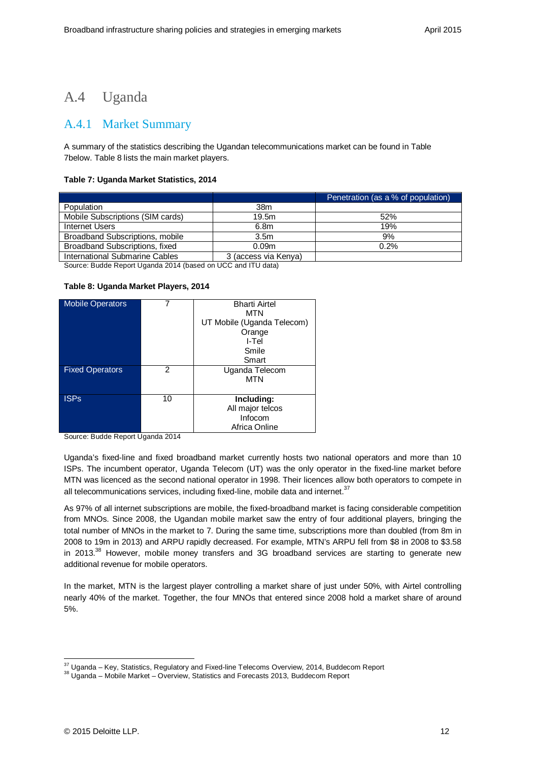## A.4 Uganda

### A.4.1 Market Summary

A summary of the statistics describing the Ugandan telecommunications market can be found in Table 7below. Table 8 lists the main market players.

**Table 7: Uganda Market Statistics, 2014**

| | | Penetration (as a % of population) |
|---|---|---|
| Population | 38m | |
| Mobile Subscriptions (SIM cards) | 19.5m | 52% |
| Internet Users | 6.8m | 19% |
| Broadband Subscriptions, mobile | 3.5m | 9% |
| Broadband Subscriptions, fixed | 0.09m | 0.2% |
| International Submarine Cables | 3 (access via Kenya) | |

Source: Budde Report Uganda 2014 (based on UCC and ITU data)

**Table 8: Uganda Market Players, 2014**

| | | |
|---|---|---|
| Mobile Operators | 7 | Bharti Airtel<br>MTN<br>UT Mobile (Uganda Telecom)<br>Orange<br>I-Tel<br>Smile<br>Smart |
| Fixed Operators | 2 | Uganda Telecom<br>MTN |
| ISPs | 10 | **Including:**<br>All major telcos<br>Infocom<br>Africa Online |

Source: Budde Report Uganda 2014

Uganda's fixed-line and fixed broadband market currently hosts two national operators and more than 10 ISPs. The incumbent operator, Uganda Telecom (UT) was the only operator in the fixed-line market before MTN was licenced as the second national operator in 1998. Their licences allow both operators to compete in all telecommunications services, including fixed-line, mobile data and internet.[37]

As 97% of all internet subscriptions are mobile, the fixed-broadband market is facing considerable competition from MNOs. Since 2008, the Ugandan mobile market saw the entry of four additional players, bringing the total number of MNOs in the market to 7. During the same time, subscriptions more than doubled (from 8m in 2008 to 19m in 2013) and ARPU rapidly decreased. For example, MTN's ARPU fell from $8 in 2008 to $3.58 in 2013.[38] However, mobile money transfers and 3G broadband services are starting to generate new additional revenue for mobile operators.

In the market, MTN is the largest player controlling a market share of just under 50%, with Airtel controlling nearly 40% of the market. Together, the four MNOs that entered since 2008 hold a market share of around 5%.

[37] Uganda – Key, Statistics, Regulatory and Fixed-line Telecoms Overview, 2014, Buddecom Report
[38] Uganda – Mobile Market – Overview, Statistics and Forecasts 2013, Buddecom Report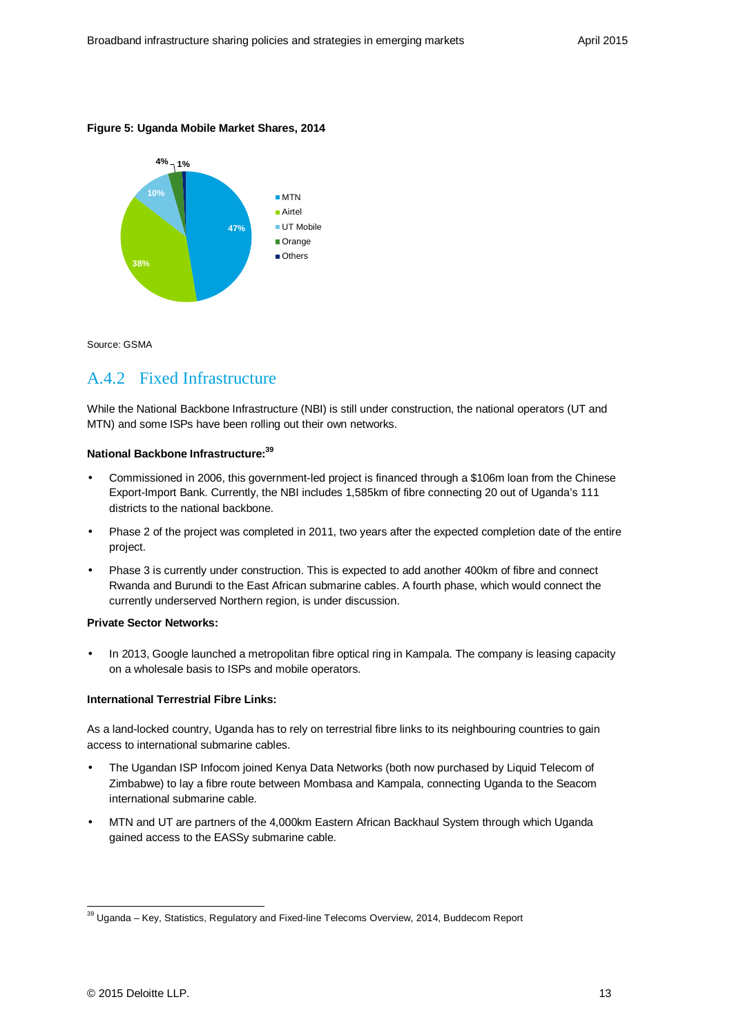**Figure 5: Uganda Mobile Market Shares, 2014**

Source: GSMA

## A.4.2 Fixed Infrastructure

While the National Backbone Infrastructure (NBI) is still under construction, the national operators (UT and MTN) and some ISPs have been rolling out their own networks.

**National Backbone Infrastructure:**[39]

- Commissioned in 2006, this government-led project is financed through a $106m loan from the Chinese Export-Import Bank. Currently, the NBI includes 1,585km of fibre connecting 20 out of Uganda's 111 districts to the national backbone.
- Phase 2 of the project was completed in 2011, two years after the expected completion date of the entire project.
- Phase 3 is currently under construction. This is expected to add another 400km of fibre and connect Rwanda and Burundi to the East African submarine cables. A fourth phase, which would connect the currently underserved Northern region, is under discussion.

**Private Sector Networks:**

- In 2013, Google launched a metropolitan fibre optical ring in Kampala. The company is leasing capacity on a wholesale basis to ISPs and mobile operators.

**International Terrestrial Fibre Links:**

As a land-locked country, Uganda has to rely on terrestrial fibre links to its neighbouring countries to gain access to international submarine cables.

- The Ugandan ISP Infocom joined Kenya Data Networks (both now purchased by Liquid Telecom of Zimbabwe) to lay a fibre route between Mombasa and Kampala, connecting Uganda to the Seacom international submarine cable.
- MTN and UT are partners of the 4,000km Eastern African Backhaul System through which Uganda gained access to the EASSy submarine cable.

[39] Uganda – Key, Statistics, Regulatory and Fixed-line Telecoms Overview, 2014, Buddecom Report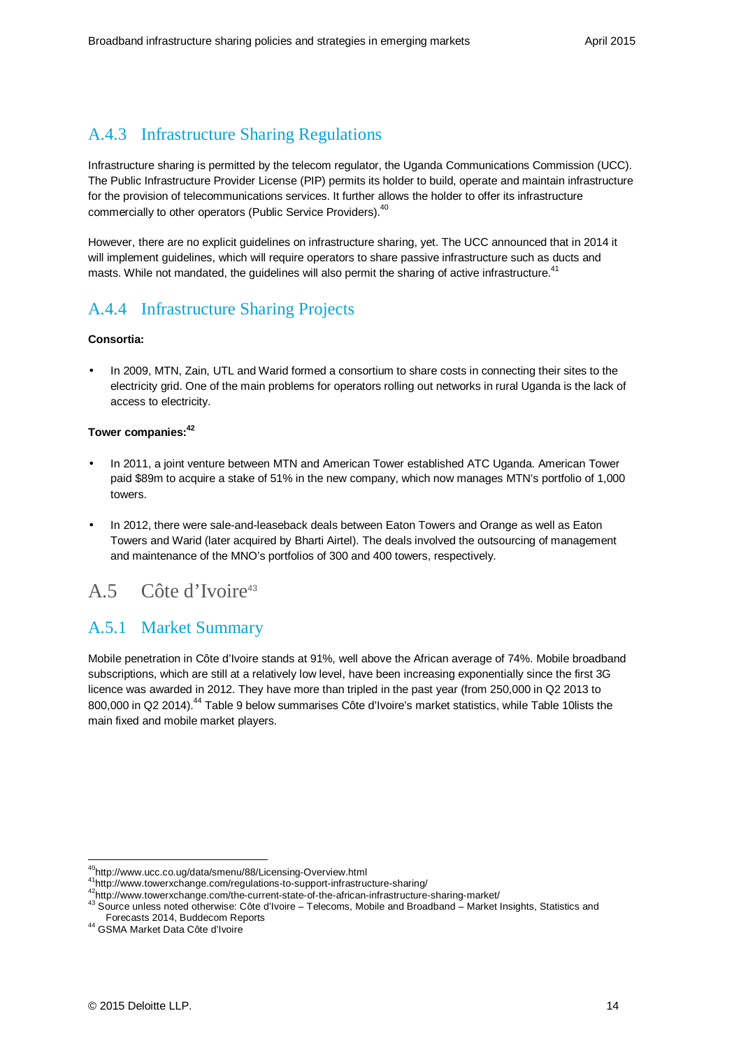### A.4.3 Infrastructure Sharing Regulations

Infrastructure sharing is permitted by the telecom regulator, the Uganda Communications Commission (UCC). The Public Infrastructure Provider License (PIP) permits its holder to build, operate and maintain infrastructure for the provision of telecommunications services. It further allows the holder to offer its infrastructure commercially to other operators (Public Service Providers).[40]

However, there are no explicit guidelines on infrastructure sharing, yet. The UCC announced that in 2014 it will implement guidelines, which will require operators to share passive infrastructure such as ducts and masts. While not mandated, the guidelines will also permit the sharing of active infrastructure.[41]

### A.4.4 Infrastructure Sharing Projects

**Consortia:**

- In 2009, MTN, Zain, UTL and Warid formed a consortium to share costs in connecting their sites to the electricity grid. One of the main problems for operators rolling out networks in rural Uganda is the lack of access to electricity.

**Tower companies:[42]**

- In 2011, a joint venture between MTN and American Tower established ATC Uganda. American Tower paid $89m to acquire a stake of 51% in the new company, which now manages MTN's portfolio of 1,000 towers.
- In 2012, there were sale-and-leaseback deals between Eaton Towers and Orange as well as Eaton Towers and Warid (later acquired by Bharti Airtel). The deals involved the outsourcing of management and maintenance of the MNO's portfolios of 300 and 400 towers, respectively.

## A.5 Côte d'Ivoire[43]

### A.5.1 Market Summary

Mobile penetration in Côte d'Ivoire stands at 91%, well above the African average of 74%. Mobile broadband subscriptions, which are still at a relatively low level, have been increasing exponentially since the first 3G licence was awarded in 2012. They have more than tripled in the past year (from 250,000 in Q2 2013 to 800,000 in Q2 2014).[44] Table 9 below summarises Côte d'Ivoire's market statistics, while Table 10lists the main fixed and mobile market players.

---

[40] http://www.ucc.co.ug/data/smenu/88/Licensing-Overview.html

[41] http://www.towerxchange.com/regulations-to-support-infrastructure-sharing/

[42] http://www.towerxchange.com/the-current-state-of-the-african-infrastructure-sharing-market/

[43] Source unless noted otherwise: Côte d'Ivoire – Telecoms, Mobile and Broadband – Market Insights, Statistics and Forecasts 2014, Buddecom Reports

[44] GSMA Market Data Côte d'Ivoire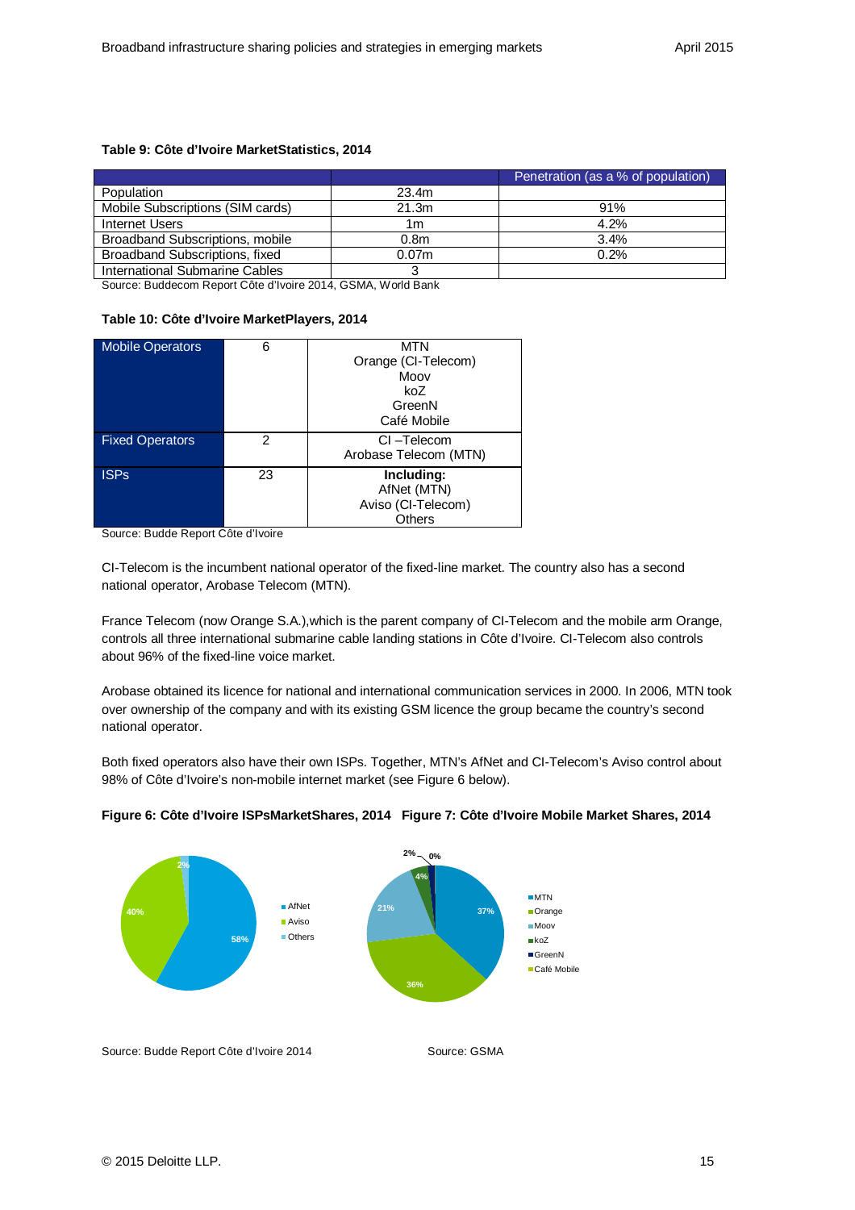**Table 9: Côte d'Ivoire MarketStatistics, 2014**

| | | Penetration (as a % of population) |
|---|---|---|
| Population | 23.4m | |
| Mobile Subscriptions (SIM cards) | 21.3m | 91% |
| Internet Users | 1m | 4.2% |
| Broadband Subscriptions, mobile | 0.8m | 3.4% |
| Broadband Subscriptions, fixed | 0.07m | 0.2% |
| International Submarine Cables | 3 | |

Source: Buddecom Report Côte d'Ivoire 2014, GSMA, World Bank

**Table 10: Côte d'Ivoire MarketPlayers, 2014**

| | | |
|---|---|---|
| Mobile Operators | 6 | MTN<br>Orange (CI-Telecom)<br>Moov<br>koZ<br>GreenN<br>Café Mobile |
| Fixed Operators | 2 | CI –Telecom<br>Arobase Telecom (MTN) |
| ISPs | 23 | **Including:**<br>AfNet (MTN)<br>Aviso (CI-Telecom)<br>Others |

Source: Budde Report Côte d'Ivoire

CI-Telecom is the incumbent national operator of the fixed-line market. The country also has a second national operator, Arobase Telecom (MTN).

France Telecom (now Orange S.A.),which is the parent company of CI-Telecom and the mobile arm Orange, controls all three international submarine cable landing stations in Côte d'Ivoire. CI-Telecom also controls about 96% of the fixed-line voice market.

Arobase obtained its licence for national and international communication services in 2000. In 2006, MTN took over ownership of the company and with its existing GSM licence the group became the country's second national operator.

Both fixed operators also have their own ISPs. Together, MTN's AfNet and CI-Telecom's Aviso control about 98% of Côte d'Ivoire's non-mobile internet market (see Figure 6 below).

**Figure 6: Côte d'Ivoire ISPsMarketShares, 2014**

| ISP | Share |
|---|---|
| AfNet | 58% |
| Aviso | 40% |
| Others | 2% |

Source: Budde Report Côte d'Ivoire 2014

**Figure 7: Côte d'Ivoire Mobile Market Shares, 2014**

| Operator | Share |
|---|---|
| MTN | 37% |
| Orange | 36% |
| Moov | 21% |
| koZ | 4% |
| GreenN | 2% |
| Café Mobile | 0% |

Source: GSMA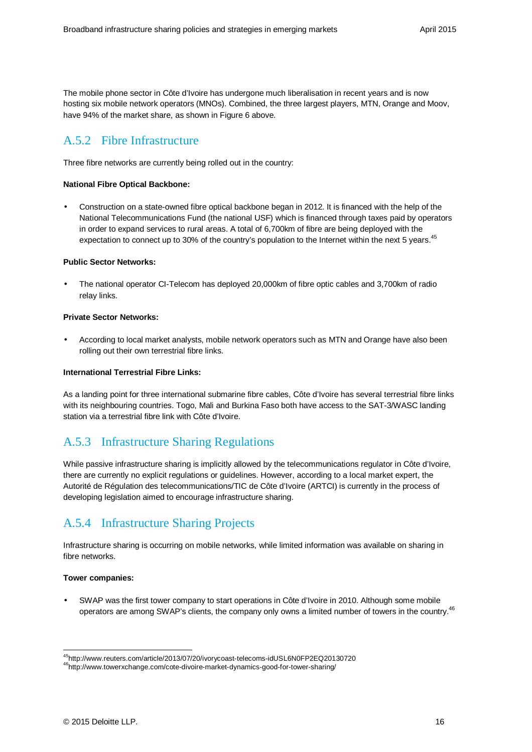The mobile phone sector in Côte d'Ivoire has undergone much liberalisation in recent years and is now hosting six mobile network operators (MNOs). Combined, the three largest players, MTN, Orange and Moov, have 94% of the market share, as shown in Figure 6 above.

### A.5.2 Fibre Infrastructure

Three fibre networks are currently being rolled out in the country:

**National Fibre Optical Backbone:**

- Construction on a state-owned fibre optical backbone began in 2012. It is financed with the help of the National Telecommunications Fund (the national USF) which is financed through taxes paid by operators in order to expand services to rural areas. A total of 6,700km of fibre are being deployed with the expectation to connect up to 30% of the country's population to the Internet within the next 5 years.[45]

**Public Sector Networks:**

- The national operator CI-Telecom has deployed 20,000km of fibre optic cables and 3,700km of radio relay links.

**Private Sector Networks:**

- According to local market analysts, mobile network operators such as MTN and Orange have also been rolling out their own terrestrial fibre links.

**International Terrestrial Fibre Links:**

As a landing point for three international submarine fibre cables, Côte d'Ivoire has several terrestrial fibre links with its neighbouring countries. Togo, Mali and Burkina Faso both have access to the SAT-3/WASC landing station via a terrestrial fibre link with Côte d'Ivoire.

### A.5.3 Infrastructure Sharing Regulations

While passive infrastructure sharing is implicitly allowed by the telecommunications regulator in Côte d'Ivoire, there are currently no explicit regulations or guidelines. However, according to a local market expert, the Autorité de Régulation des telecommunications/TIC de Côte d'Ivoire (ARTCI) is currently in the process of developing legislation aimed to encourage infrastructure sharing.

### A.5.4 Infrastructure Sharing Projects

Infrastructure sharing is occurring on mobile networks, while limited information was available on sharing in fibre networks.

**Tower companies:**

- SWAP was the first tower company to start operations in Côte d'Ivoire in 2010. Although some mobile operators are among SWAP's clients, the company only owns a limited number of towers in the country.[46]

---

[45] http://www.reuters.com/article/2013/07/20/ivorycoast-telecoms-idUSL6N0FP2EQ20130720

[46] http://www.towerxchange.com/cote-divoire-market-dynamics-good-for-tower-sharing/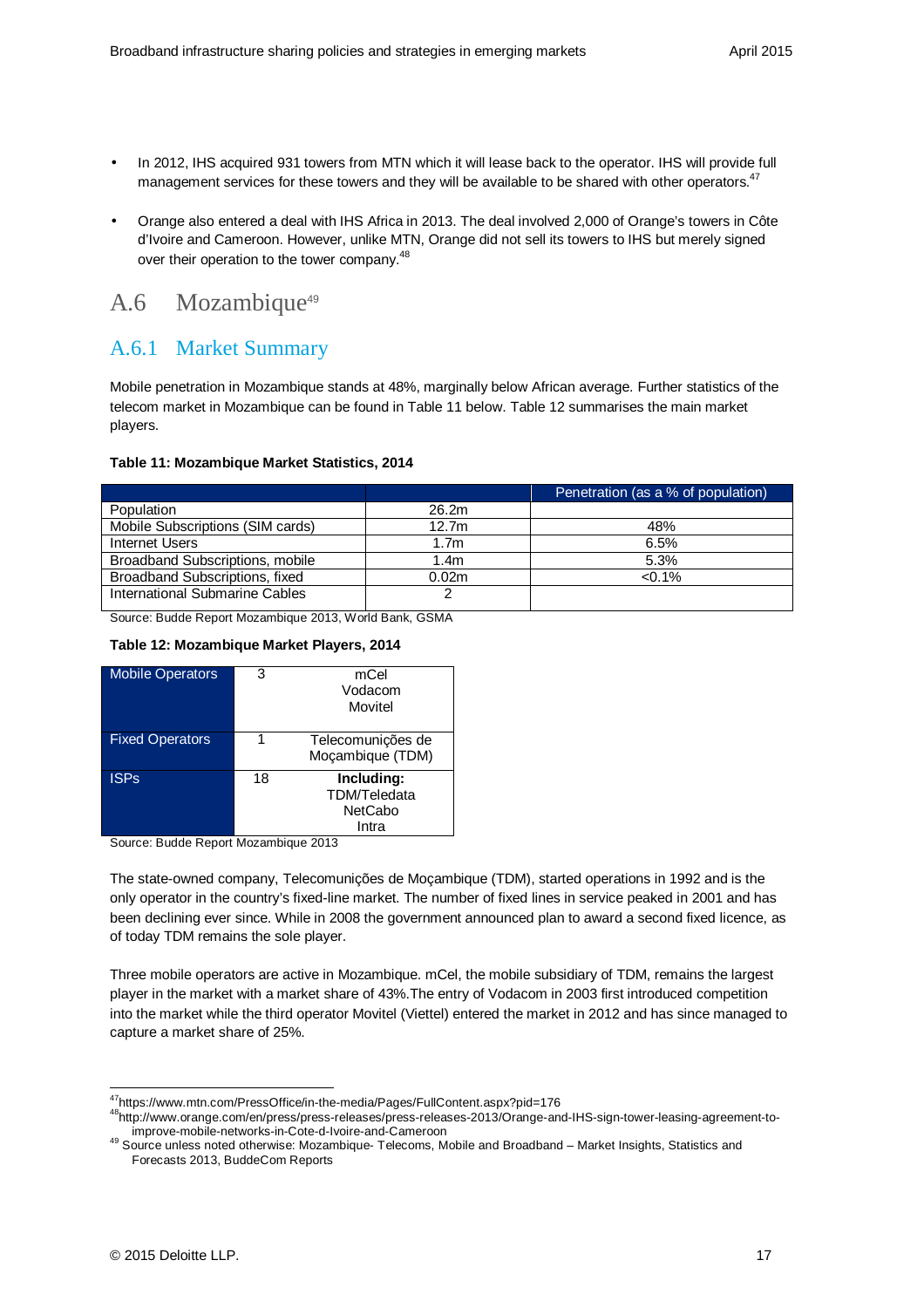- In 2012, IHS acquired 931 towers from MTN which it will lease back to the operator. IHS will provide full management services for these towers and they will be available to be shared with other operators.[47]

- Orange also entered a deal with IHS Africa in 2013. The deal involved 2,000 of Orange's towers in Côte d'Ivoire and Cameroon. However, unlike MTN, Orange did not sell its towers to IHS but merely signed over their operation to the tower company.[48]

## A.6 Mozambique[49]

### A.6.1 Market Summary

Mobile penetration in Mozambique stands at 48%, marginally below African average. Further statistics of the telecom market in Mozambique can be found in Table 11 below. Table 12 summarises the main market players.

**Table 11: Mozambique Market Statistics, 2014**

| | | Penetration (as a % of population) |
|---|---|---|
| Population | 26.2m | |
| Mobile Subscriptions (SIM cards) | 12.7m | 48% |
| Internet Users | 1.7m | 6.5% |
| Broadband Subscriptions, mobile | 1.4m | 5.3% |
| Broadband Subscriptions, fixed | 0.02m | <0.1% |
| International Submarine Cables | 2 | |

Source: Budde Report Mozambique 2013, World Bank, GSMA

**Table 12: Mozambique Market Players, 2014**

| | | |
|---|---|---|
| Mobile Operators | 3 | mCel<br>Vodacom<br>Movitel |
| Fixed Operators | 1 | Telecomunições de Moçambique (TDM) |
| ISPs | 18 | **Including:**<br>TDM/Teledata<br>NetCabo<br>Intra |

Source: Budde Report Mozambique 2013

The state-owned company, Telecomunições de Moçambique (TDM), started operations in 1992 and is the only operator in the country's fixed-line market. The number of fixed lines in service peaked in 2001 and has been declining ever since. While in 2008 the government announced plan to award a second fixed licence, as of today TDM remains the sole player.

Three mobile operators are active in Mozambique. mCel, the mobile subsidiary of TDM, remains the largest player in the market with a market share of 43%.The entry of Vodacom in 2003 first introduced competition into the market while the third operator Movitel (Viettel) entered the market in 2012 and has since managed to capture a market share of 25%.

---

[47] https://www.mtn.com/PressOffice/in-the-media/Pages/FullContent.aspx?pid=176

[48] http://www.orange.com/en/press/press-releases/press-releases-2013/Orange-and-IHS-sign-tower-leasing-agreement-to-improve-mobile-networks-in-Cote-d-Ivoire-and-Cameroon

[49] Source unless noted otherwise: Mozambique- Telecoms, Mobile and Broadband – Market Insights, Statistics and Forecasts 2013, BuddeCom Reports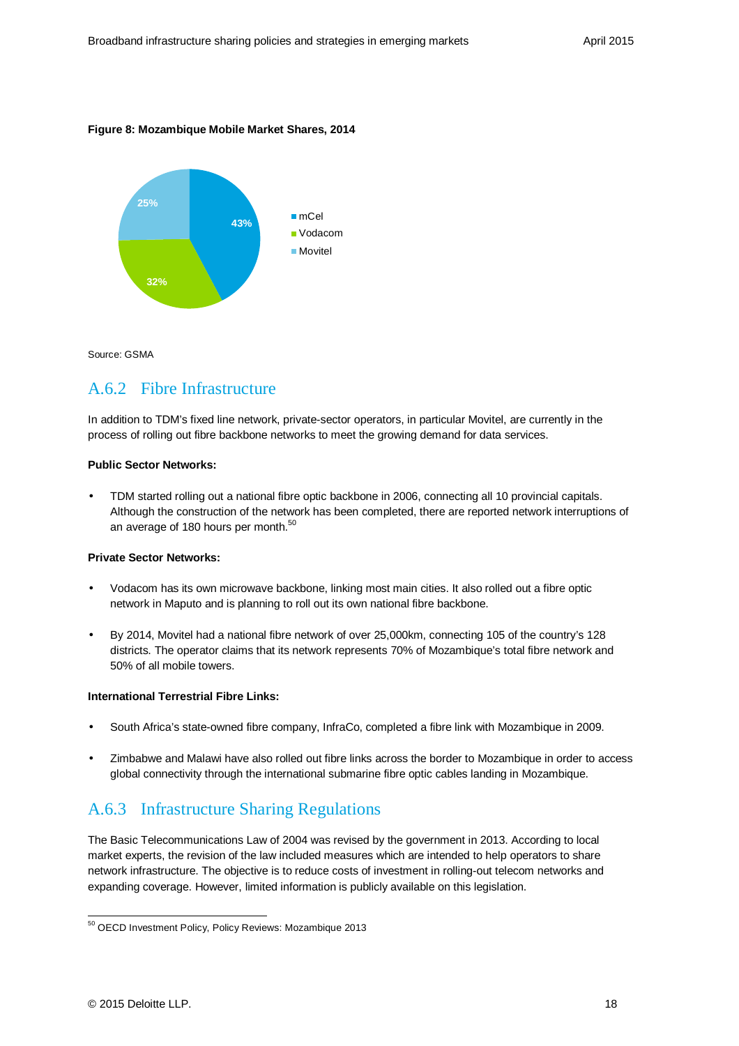**Figure 8: Mozambique Mobile Market Shares, 2014**

| Operator | Market share |
|---|---|
| mCel | 43% |
| Vodacom | 32% |
| Movitel | 25% |

Source: GSMA

## A.6.2 Fibre Infrastructure

In addition to TDM's fixed line network, private-sector operators, in particular Movitel, are currently in the process of rolling out fibre backbone networks to meet the growing demand for data services.

**Public Sector Networks:**

- TDM started rolling out a national fibre optic backbone in 2006, connecting all 10 provincial capitals. Although the construction of the network has been completed, there are reported network interruptions of an average of 180 hours per month.[50]

**Private Sector Networks:**

- Vodacom has its own microwave backbone, linking most main cities. It also rolled out a fibre optic network in Maputo and is planning to roll out its own national fibre backbone.

- By 2014, Movitel had a national fibre network of over 25,000km, connecting 105 of the country's 128 districts. The operator claims that its network represents 70% of Mozambique's total fibre network and 50% of all mobile towers.

**International Terrestrial Fibre Links:**

- South Africa's state-owned fibre company, InfraCo, completed a fibre link with Mozambique in 2009.

- Zimbabwe and Malawi have also rolled out fibre links across the border to Mozambique in order to access global connectivity through the international submarine fibre optic cables landing in Mozambique.

## A.6.3 Infrastructure Sharing Regulations

The Basic Telecommunications Law of 2004 was revised by the government in 2013. According to local market experts, the revision of the law included measures which are intended to help operators to share network infrastructure. The objective is to reduce costs of investment in rolling-out telecom networks and expanding coverage. However, limited information is publicly available on this legislation.

[50] OECD Investment Policy, Policy Reviews: Mozambique 2013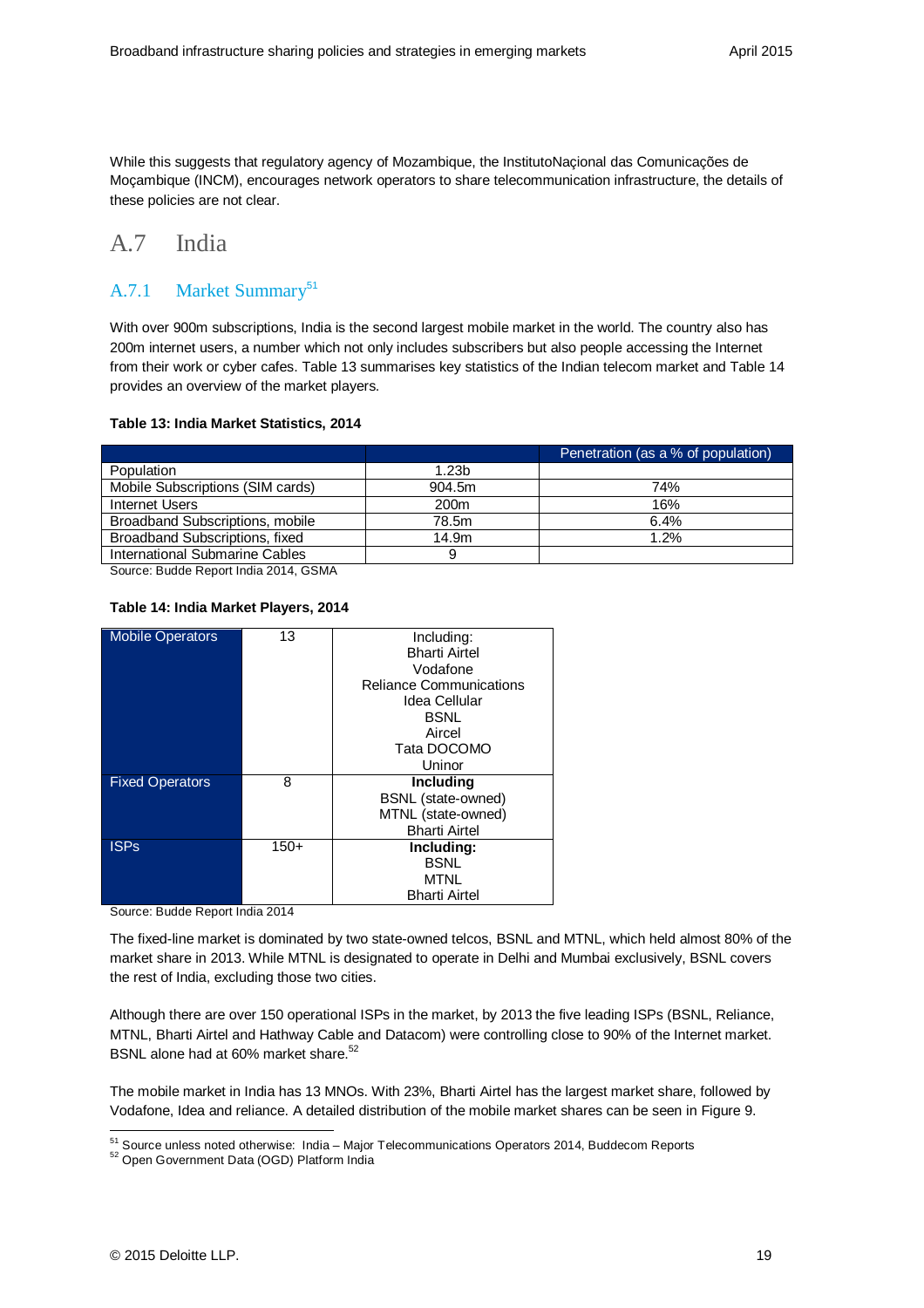While this suggests that regulatory agency of Mozambique, the InstitutoNaçional das Comunicações de Moçambique (INCM), encourages network operators to share telecommunication infrastructure, the details of these policies are not clear.

## A.7 India

### A.7.1 Market Summary[51]

With over 900m subscriptions, India is the second largest mobile market in the world. The country also has 200m internet users, a number which not only includes subscribers but also people accessing the Internet from their work or cyber cafes. Table 13 summarises key statistics of the Indian telecom market and Table 14 provides an overview of the market players.

**Table 13: India Market Statistics, 2014**

| | | Penetration (as a % of population) |
|---|---|---|
| Population | 1.23b | |
| Mobile Subscriptions (SIM cards) | 904.5m | 74% |
| Internet Users | 200m | 16% |
| Broadband Subscriptions, mobile | 78.5m | 6.4% |
| Broadband Subscriptions, fixed | 14.9m | 1.2% |
| International Submarine Cables | 9 | |

Source: Budde Report India 2014, GSMA

**Table 14: India Market Players, 2014**

| | | |
|---|---|---|
| Mobile Operators | 13 | Including:<br>Bharti Airtel<br>Vodafone<br>Reliance Communications<br>Idea Cellular<br>BSNL<br>Aircel<br>Tata DOCOMO<br>Uninor |
| Fixed Operators | 8 | **Including**<br>BSNL (state-owned)<br>MTNL (state-owned)<br>Bharti Airtel |
| ISPs | 150+ | **Including:**<br>BSNL<br>MTNL<br>Bharti Airtel |

Source: Budde Report India 2014

The fixed-line market is dominated by two state-owned telcos, BSNL and MTNL, which held almost 80% of the market share in 2013. While MTNL is designated to operate in Delhi and Mumbai exclusively, BSNL covers the rest of India, excluding those two cities.

Although there are over 150 operational ISPs in the market, by 2013 the five leading ISPs (BSNL, Reliance, MTNL, Bharti Airtel and Hathway Cable and Datacom) were controlling close to 90% of the Internet market. BSNL alone had at 60% market share.[52]

The mobile market in India has 13 MNOs. With 23%, Bharti Airtel has the largest market share, followed by Vodafone, Idea and reliance. A detailed distribution of the mobile market shares can be seen in Figure 9.

---

[51] Source unless noted otherwise: India – Major Telecommunications Operators 2014, Buddecom Reports

[52] Open Government Data (OGD) Platform India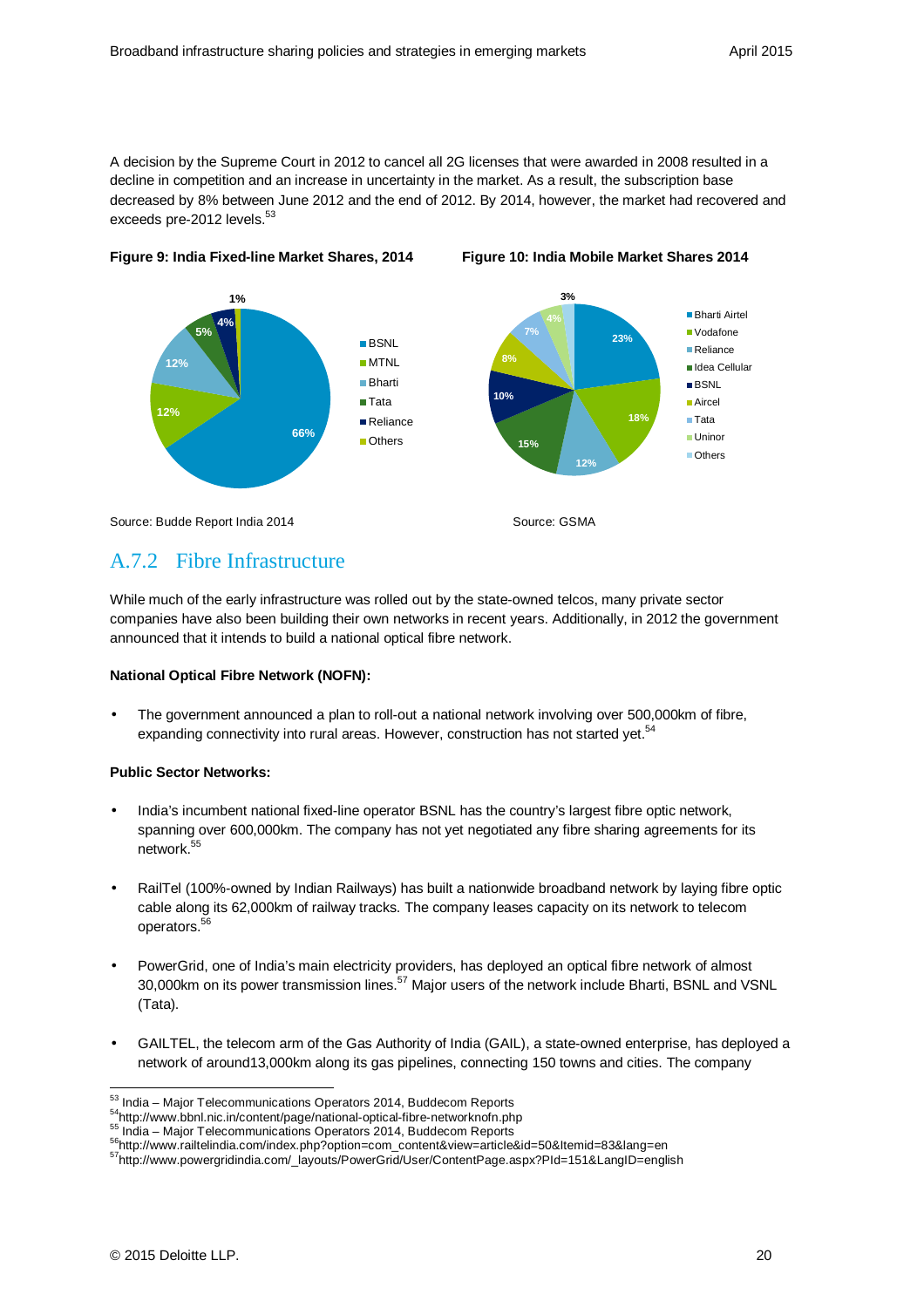A decision by the Supreme Court in 2012 to cancel all 2G licenses that were awarded in 2008 resulted in a decline in competition and an increase in uncertainty in the market. As a result, the subscription base decreased by 8% between June 2012 and the end of 2012. By 2014, however, the market had recovered and exceeds pre-2012 levels.[53]

**Figure 9: India Fixed-line Market Shares, 2014**

| Operator | Share |
|---|---|
| BSNL | 66% |
| MTNL | 12% |
| Bharti | 12% |
| Tata | 5% |
| Reliance | 4% |
| Others | 1% |

Source: Budde Report India 2014

**Figure 10: India Mobile Market Shares 2014**

| Operator | Share |
|---|---|
| Bharti Airtel | 23% |
| Vodafone | 18% |
| Reliance | 12% |
| Idea Cellular | 15% |
| BSNL | 10% |
| Aircel | 8% |
| Tata | 7% |
| Uninor | 4% |
| Others | 3% |

Source: GSMA

## A.7.2 Fibre Infrastructure

While much of the early infrastructure was rolled out by the state-owned telcos, many private sector companies have also been building their own networks in recent years. Additionally, in 2012 the government announced that it intends to build a national optical fibre network.

**National Optical Fibre Network (NOFN):**

- The government announced a plan to roll-out a national network involving over 500,000km of fibre, expanding connectivity into rural areas. However, construction has not started yet.[54]

**Public Sector Networks:**

- India's incumbent national fixed-line operator BSNL has the country's largest fibre optic network, spanning over 600,000km. The company has not yet negotiated any fibre sharing agreements for its network.[55]
- RailTel (100%-owned by Indian Railways) has built a nationwide broadband network by laying fibre optic cable along its 62,000km of railway tracks. The company leases capacity on its network to telecom operators.[56]
- PowerGrid, one of India's main electricity providers, has deployed an optical fibre network of almost 30,000km on its power transmission lines.[57] Major users of the network include Bharti, BSNL and VSNL (Tata).
- GAILTEL, the telecom arm of the Gas Authority of India (GAIL), a state-owned enterprise, has deployed a network of around13,000km along its gas pipelines, connecting 150 towns and cities. The company

---

[53] India – Major Telecommunications Operators 2014, Buddecom Reports
[54] http://www.bbnl.nic.in/content/page/national-optical-fibre-networknofn.php
[55] India – Major Telecommunications Operators 2014, Buddecom Reports
[56] http://www.railtelindia.com/index.php?option=com_content&view=article&id=50&Itemid=83&lang=en
[57] http://www.powergridindia.com/_layouts/PowerGrid/User/ContentPage.aspx?PId=151&LangID=english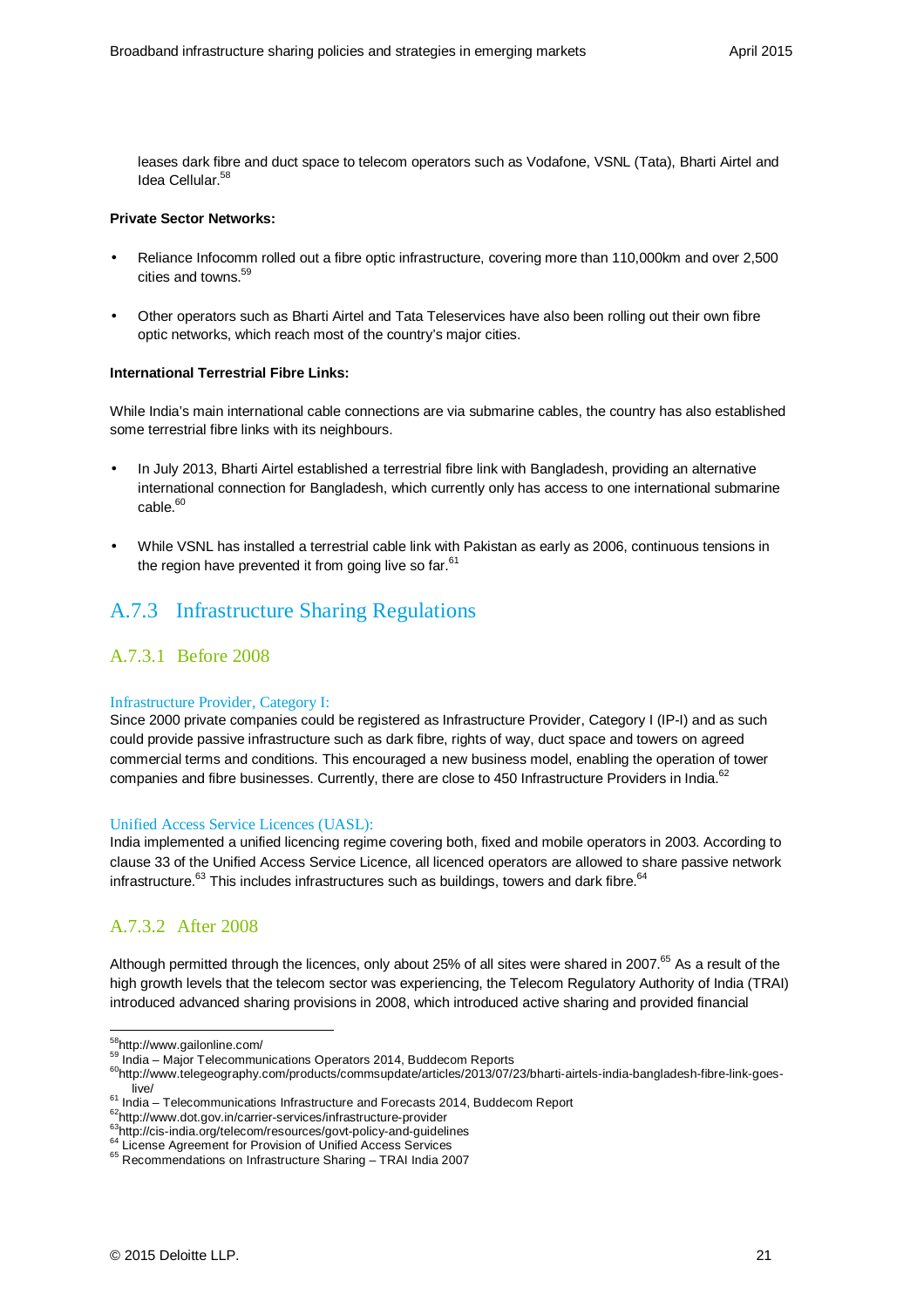leases dark fibre and duct space to telecom operators such as Vodafone, VSNL (Tata), Bharti Airtel and Idea Cellular.[58]

**Private Sector Networks:**

- Reliance Infocomm rolled out a fibre optic infrastructure, covering more than 110,000km and over 2,500 cities and towns.[59]
- Other operators such as Bharti Airtel and Tata Teleservices have also been rolling out their own fibre optic networks, which reach most of the country's major cities.

**International Terrestrial Fibre Links:**

While India's main international cable connections are via submarine cables, the country has also established some terrestrial fibre links with its neighbours.

- In July 2013, Bharti Airtel established a terrestrial fibre link with Bangladesh, providing an alternative international connection for Bangladesh, which currently only has access to one international submarine cable.[60]
- While VSNL has installed a terrestrial cable link with Pakistan as early as 2006, continuous tensions in the region have prevented it from going live so far.[61]

## A.7.3 Infrastructure Sharing Regulations

### A.7.3.1 Before 2008

#### Infrastructure Provider, Category I:

Since 2000 private companies could be registered as Infrastructure Provider, Category I (IP-I) and as such could provide passive infrastructure such as dark fibre, rights of way, duct space and towers on agreed commercial terms and conditions. This encouraged a new business model, enabling the operation of tower companies and fibre businesses. Currently, there are close to 450 Infrastructure Providers in India.[62]

#### Unified Access Service Licences (UASL):

India implemented a unified licencing regime covering both, fixed and mobile operators in 2003. According to clause 33 of the Unified Access Service Licence, all licenced operators are allowed to share passive network infrastructure.[63] This includes infrastructures such as buildings, towers and dark fibre.[64]

### A.7.3.2 After 2008

Although permitted through the licences, only about 25% of all sites were shared in 2007.[65] As a result of the high growth levels that the telecom sector was experiencing, the Telecom Regulatory Authority of India (TRAI) introduced advanced sharing provisions in 2008, which introduced active sharing and provided financial

---

[58] http://www.gailonline.com/
[59] India – Major Telecommunications Operators 2014, Buddecom Reports
[60] http://www.telegeography.com/products/commsupdate/articles/2013/07/23/bharti-airtels-india-bangladesh-fibre-link-goes-live/
[61] India – Telecommunications Infrastructure and Forecasts 2014, Buddecom Report
[62] http://www.dot.gov.in/carrier-services/infrastructure-provider
[63] http://cis-india.org/telecom/resources/govt-policy-and-guidelines
[64] License Agreement for Provision of Unified Access Services
[65] Recommendations on Infrastructure Sharing – TRAI India 2007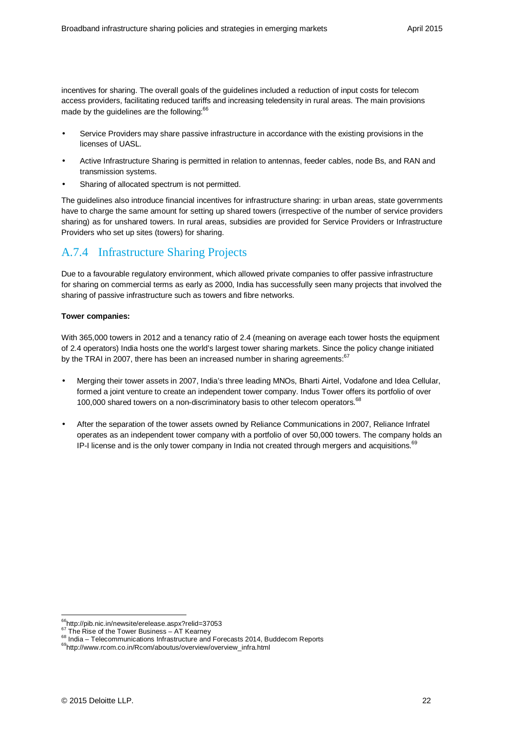incentives for sharing. The overall goals of the guidelines included a reduction of input costs for telecom access providers, facilitating reduced tariffs and increasing teledensity in rural areas. The main provisions made by the guidelines are the following:[66]

- Service Providers may share passive infrastructure in accordance with the existing provisions in the licenses of UASL.
- Active Infrastructure Sharing is permitted in relation to antennas, feeder cables, node Bs, and RAN and transmission systems.
- Sharing of allocated spectrum is not permitted.

The guidelines also introduce financial incentives for infrastructure sharing: in urban areas, state governments have to charge the same amount for setting up shared towers (irrespective of the number of service providers sharing) as for unshared towers. In rural areas, subsidies are provided for Service Providers or Infrastructure Providers who set up sites (towers) for sharing.

## A.7.4 Infrastructure Sharing Projects

Due to a favourable regulatory environment, which allowed private companies to offer passive infrastructure for sharing on commercial terms as early as 2000, India has successfully seen many projects that involved the sharing of passive infrastructure such as towers and fibre networks.

**Tower companies:**

With 365,000 towers in 2012 and a tenancy ratio of 2.4 (meaning on average each tower hosts the equipment of 2.4 operators) India hosts one the world's largest tower sharing markets. Since the policy change initiated by the TRAI in 2007, there has been an increased number in sharing agreements:[67]

- Merging their tower assets in 2007, India's three leading MNOs, Bharti Airtel, Vodafone and Idea Cellular, formed a joint venture to create an independent tower company. Indus Tower offers its portfolio of over 100,000 shared towers on a non-discriminatory basis to other telecom operators.[68]
- After the separation of the tower assets owned by Reliance Communications in 2007, Reliance Infratel operates as an independent tower company with a portfolio of over 50,000 towers. The company holds an IP-I license and is the only tower company in India not created through mergers and acquisitions.[69]

---

[66] http://pib.nic.in/newsite/erelease.aspx?relid=37053
[67] The Rise of the Tower Business – AT Kearney
[68] India – Telecommunications Infrastructure and Forecasts 2014, Buddecom Reports
[69] http://www.rcom.co.in/Rcom/aboutus/overview/overview_infra.html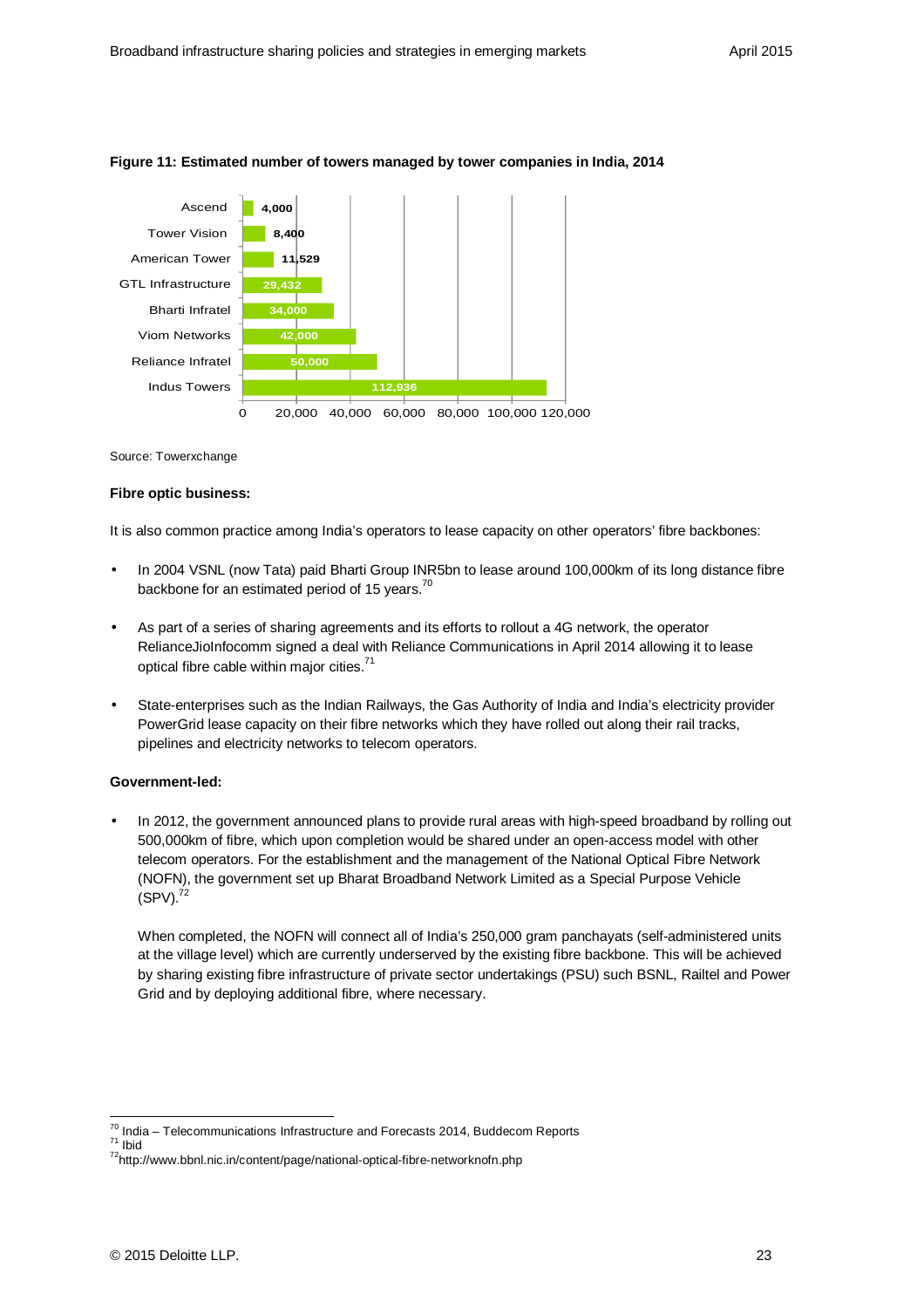**Figure 11: Estimated number of towers managed by tower companies in India, 2014**

| Tower company | Number of towers |
|---|---|
| Ascend | 4,000 |
| Tower Vision | 8,400 |
| American Tower | 11,529 |
| GTL Infrastructure | 29,432 |
| Bharti Infratel | 34,000 |
| Viom Networks | 42,000 |
| Reliance Infratel | 50,000 |
| Indus Towers | 112,936 |

Source: Towerxchange

**Fibre optic business:**

It is also common practice among India's operators to lease capacity on other operators' fibre backbones:

- In 2004 VSNL (now Tata) paid Bharti Group INR5bn to lease around 100,000km of its long distance fibre backbone for an estimated period of 15 years.[70]

- As part of a series of sharing agreements and its efforts to rollout a 4G network, the operator RelianceJioInfocomm signed a deal with Reliance Communications in April 2014 allowing it to lease optical fibre cable within major cities.[71]

- State-enterprises such as the Indian Railways, the Gas Authority of India and India's electricity provider PowerGrid lease capacity on their fibre networks which they have rolled out along their rail tracks, pipelines and electricity networks to telecom operators.

**Government-led:**

- In 2012, the government announced plans to provide rural areas with high-speed broadband by rolling out 500,000km of fibre, which upon completion would be shared under an open-access model with other telecom operators. For the establishment and the management of the National Optical Fibre Network (NOFN), the government set up Bharat Broadband Network Limited as a Special Purpose Vehicle (SPV).[72]

  When completed, the NOFN will connect all of India's 250,000 gram panchayats (self-administered units at the village level) which are currently underserved by the existing fibre backbone. This will be achieved by sharing existing fibre infrastructure of private sector undertakings (PSU) such BSNL, Railtel and Power Grid and by deploying additional fibre, where necessary.

[70] India – Telecommunications Infrastructure and Forecasts 2014, Buddecom Reports
[71] Ibid
[72] http://www.bbnl.nic.in/content/page/national-optical-fibre-networknofn.php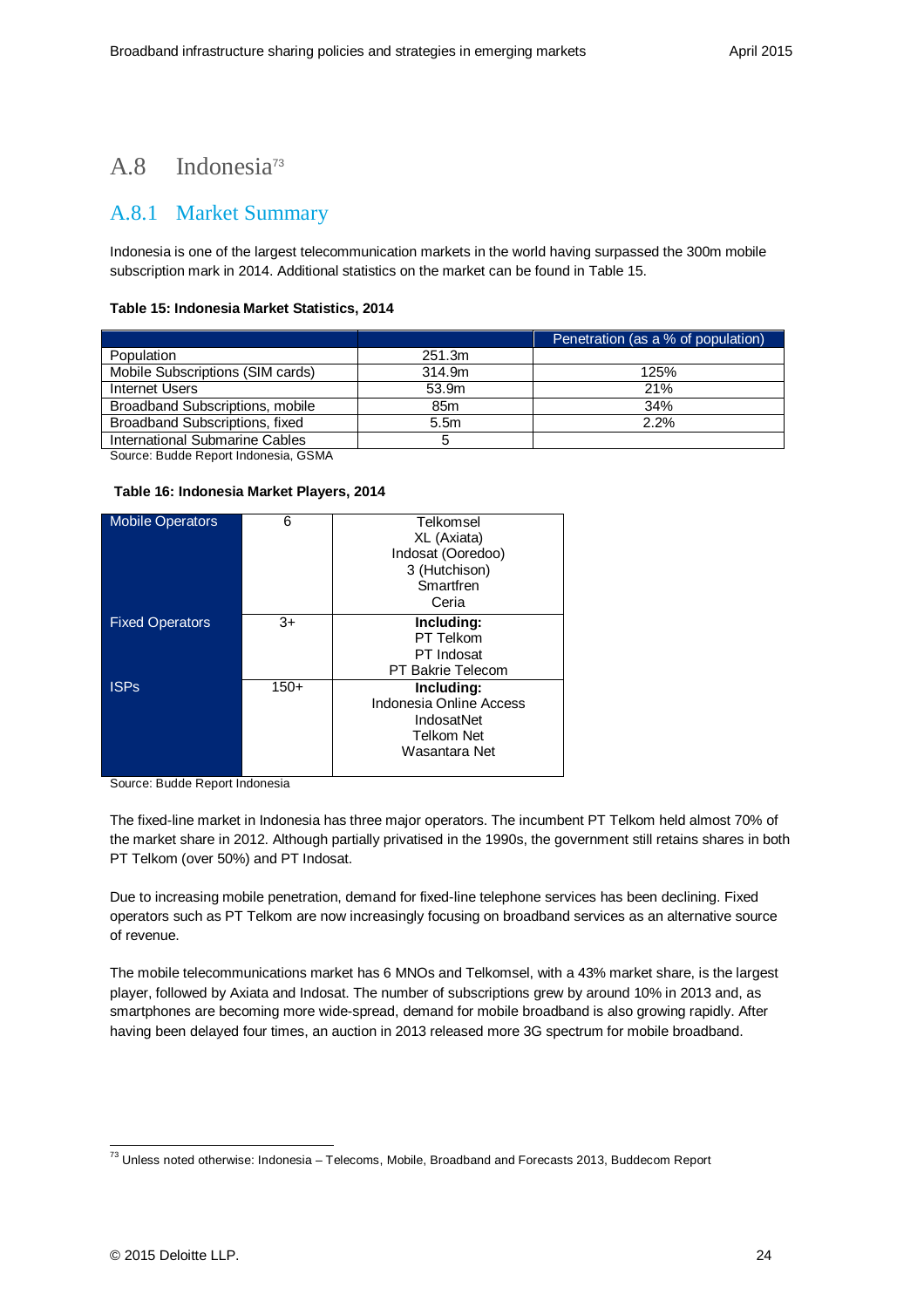## A.8 Indonesia[73]

### A.8.1 Market Summary

Indonesia is one of the largest telecommunication markets in the world having surpassed the 300m mobile subscription mark in 2014. Additional statistics on the market can be found in Table 15.

**Table 15: Indonesia Market Statistics, 2014**

| | | Penetration (as a % of population) |
|---|---|---|
| Population | 251.3m | |
| Mobile Subscriptions (SIM cards) | 314.9m | 125% |
| Internet Users | 53.9m | 21% |
| Broadband Subscriptions, mobile | 85m | 34% |
| Broadband Subscriptions, fixed | 5.5m | 2.2% |
| International Submarine Cables | 5 | |

Source: Budde Report Indonesia, GSMA

**Table 16: Indonesia Market Players, 2014**

| | | |
|---|---|---|
| Mobile Operators | 6 | Telkomsel<br>XL (Axiata)<br>Indosat (Ooredoo)<br>3 (Hutchison)<br>Smartfren<br>Ceria |
| Fixed Operators | 3+ | **Including:**<br>PT Telkom<br>PT Indosat<br>PT Bakrie Telecom |
| ISPs | 150+ | **Including:**<br>Indonesia Online Access<br>IndosatNet<br>Telkom Net<br>Wasantara Net |

Source: Budde Report Indonesia

The fixed-line market in Indonesia has three major operators. The incumbent PT Telkom held almost 70% of the market share in 2012. Although partially privatised in the 1990s, the government still retains shares in both PT Telkom (over 50%) and PT Indosat.

Due to increasing mobile penetration, demand for fixed-line telephone services has been declining. Fixed operators such as PT Telkom are now increasingly focusing on broadband services as an alternative source of revenue.

The mobile telecommunications market has 6 MNOs and Telkomsel, with a 43% market share, is the largest player, followed by Axiata and Indosat. The number of subscriptions grew by around 10% in 2013 and, as smartphones are becoming more wide-spread, demand for mobile broadband is also growing rapidly. After having been delayed four times, an auction in 2013 released more 3G spectrum for mobile broadband.

[73] Unless noted otherwise: Indonesia – Telecoms, Mobile, Broadband and Forecasts 2013, Buddecom Report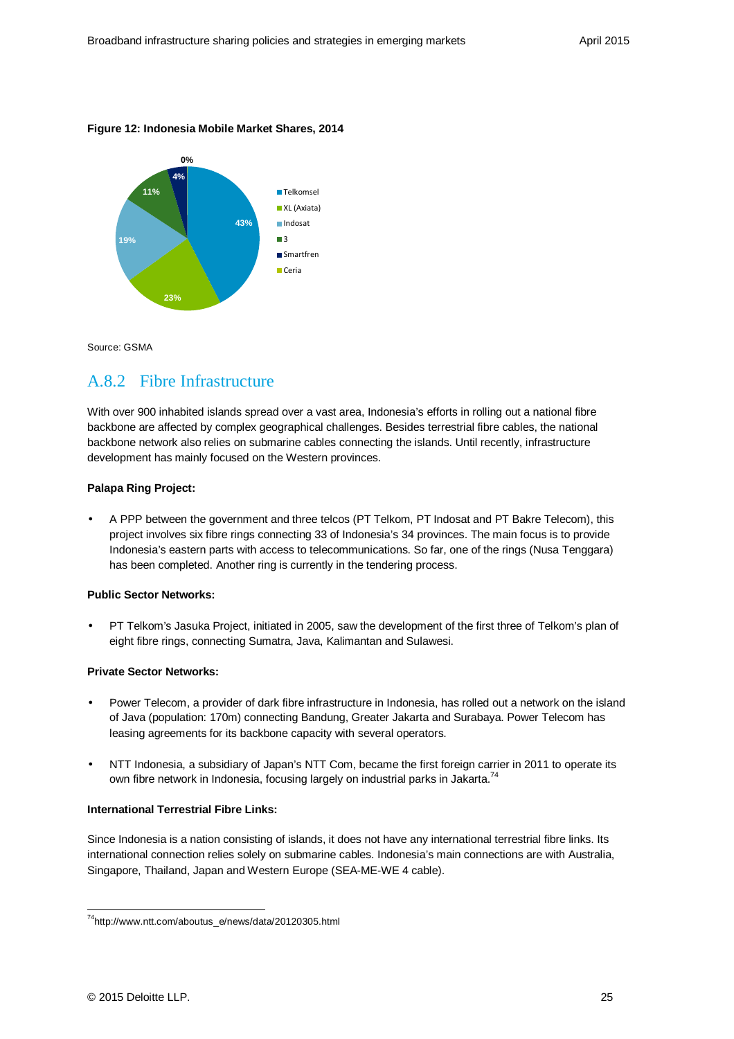**Figure 12: Indonesia Mobile Market Shares, 2014**

| Operator | Market share |
| --- | --- |
| Telkomsel | 43% |
| XL (Axiata) | 23% |
| Indosat | 19% |
| 3 | 11% |
| Smartfren | 4% |
| Ceria | 0% |

Source: GSMA

## A.8.2 Fibre Infrastructure

With over 900 inhabited islands spread over a vast area, Indonesia's efforts in rolling out a national fibre backbone are affected by complex geographical challenges. Besides terrestrial fibre cables, the national backbone network also relies on submarine cables connecting the islands. Until recently, infrastructure development has mainly focused on the Western provinces.

**Palapa Ring Project:**

- A PPP between the government and three telcos (PT Telkom, PT Indosat and PT Bakre Telecom), this project involves six fibre rings connecting 33 of Indonesia's 34 provinces. The main focus is to provide Indonesia's eastern parts with access to telecommunications. So far, one of the rings (Nusa Tenggara) has been completed. Another ring is currently in the tendering process.

**Public Sector Networks:**

- PT Telkom's Jasuka Project, initiated in 2005, saw the development of the first three of Telkom's plan of eight fibre rings, connecting Sumatra, Java, Kalimantan and Sulawesi.

**Private Sector Networks:**

- Power Telecom, a provider of dark fibre infrastructure in Indonesia, has rolled out a network on the island of Java (population: 170m) connecting Bandung, Greater Jakarta and Surabaya. Power Telecom has leasing agreements for its backbone capacity with several operators.

- NTT Indonesia, a subsidiary of Japan's NTT Com, became the first foreign carrier in 2011 to operate its own fibre network in Indonesia, focusing largely on industrial parks in Jakarta.[74]

**International Terrestrial Fibre Links:**

Since Indonesia is a nation consisting of islands, it does not have any international terrestrial fibre links. Its international connection relies solely on submarine cables. Indonesia's main connections are with Australia, Singapore, Thailand, Japan and Western Europe (SEA-ME-WE 4 cable).

---

[74] http://www.ntt.com/aboutus_e/news/data/20120305.html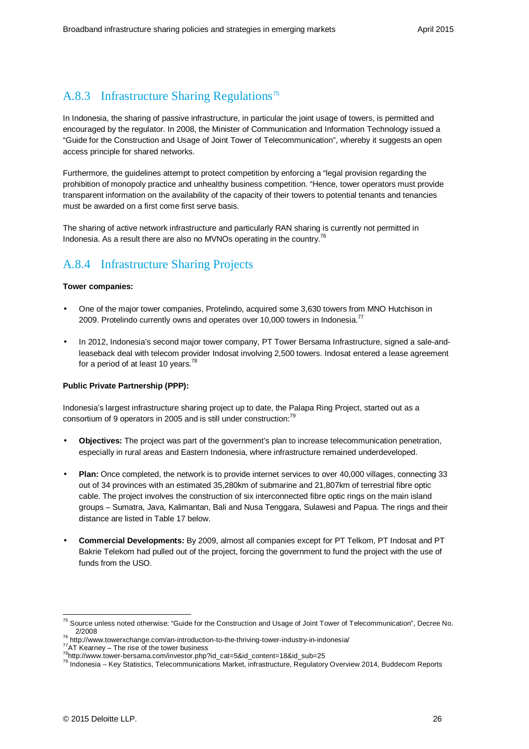## A.8.3 Infrastructure Sharing Regulations[75]

In Indonesia, the sharing of passive infrastructure, in particular the joint usage of towers, is permitted and encouraged by the regulator. In 2008, the Minister of Communication and Information Technology issued a "Guide for the Construction and Usage of Joint Tower of Telecommunication", whereby it suggests an open access principle for shared networks.

Furthermore, the guidelines attempt to protect competition by enforcing a "legal provision regarding the prohibition of monopoly practice and unhealthy business competition. "Hence, tower operators must provide transparent information on the availability of the capacity of their towers to potential tenants and tenancies must be awarded on a first come first serve basis.

The sharing of active network infrastructure and particularly RAN sharing is currently not permitted in Indonesia. As a result there are also no MVNOs operating in the country.[76]

## A.8.4 Infrastructure Sharing Projects

**Tower companies:**

- One of the major tower companies, Protelindo, acquired some 3,630 towers from MNO Hutchison in 2009. Protelindo currently owns and operates over 10,000 towers in Indonesia.[77]
- In 2012, Indonesia's second major tower company, PT Tower Bersama Infrastructure, signed a sale-and-leaseback deal with telecom provider Indosat involving 2,500 towers. Indosat entered a lease agreement for a period of at least 10 years.[78]

**Public Private Partnership (PPP):**

Indonesia's largest infrastructure sharing project up to date, the Palapa Ring Project, started out as a consortium of 9 operators in 2005 and is still under construction:[79]

- **Objectives:** The project was part of the government's plan to increase telecommunication penetration, especially in rural areas and Eastern Indonesia, where infrastructure remained underdeveloped.
- **Plan:** Once completed, the network is to provide internet services to over 40,000 villages, connecting 33 out of 34 provinces with an estimated 35,280km of submarine and 21,807km of terrestrial fibre optic cable. The project involves the construction of six interconnected fibre optic rings on the main island groups – Sumatra, Java, Kalimantan, Bali and Nusa Tenggara, Sulawesi and Papua. The rings and their distance are listed in Table 17 below.
- **Commercial Developments:** By 2009, almost all companies except for PT Telkom, PT Indosat and PT Bakrie Telekom had pulled out of the project, forcing the government to fund the project with the use of funds from the USO.

---

[75] Source unless noted otherwise: "Guide for the Construction and Usage of Joint Tower of Telecommunication", Decree No. 2/2008

[76] http://www.towerxchange.com/an-introduction-to-the-thriving-tower-industry-in-indonesia/

[77] AT Kearney – The rise of the tower business

[78] http://www.tower-bersama.com/investor.php?id_cat=5&id_content=18&id_sub=25

[79] Indonesia – Key Statistics, Telecommunications Market, infrastructure, Regulatory Overview 2014, Buddecom Reports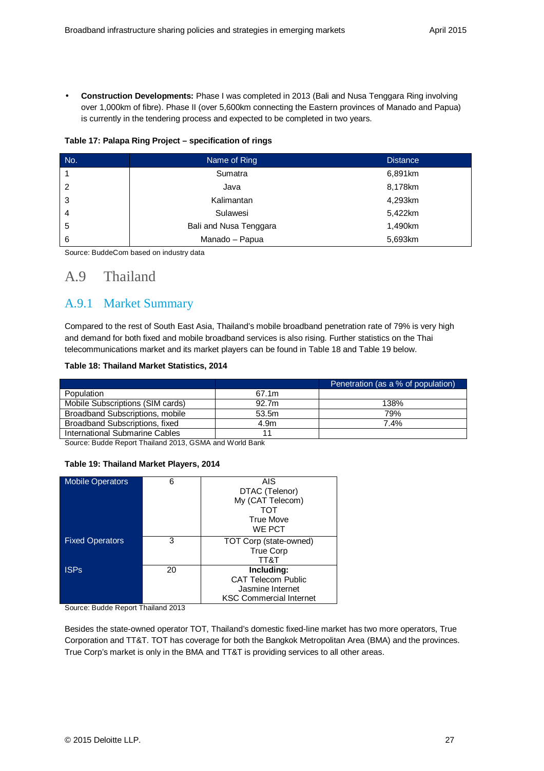- **Construction Developments:** Phase I was completed in 2013 (Bali and Nusa Tenggara Ring involving over 1,000km of fibre). Phase II (over 5,600km connecting the Eastern provinces of Manado and Papua) is currently in the tendering process and expected to be completed in two years.

**Table 17: Palapa Ring Project – specification of rings**

| No. | Name of Ring | Distance |
|---|---|---|
| 1 | Sumatra | 6,891km |
| 2 | Java | 8,178km |
| 3 | Kalimantan | 4,293km |
| 4 | Sulawesi | 5,422km |
| 5 | Bali and Nusa Tenggara | 1,490km |
| 6 | Manado – Papua | 5,693km |

Source: BuddeCom based on industry data

## A.9 Thailand

### A.9.1 Market Summary

Compared to the rest of South East Asia, Thailand's mobile broadband penetration rate of 79% is very high and demand for both fixed and mobile broadband services is also rising. Further statistics on the Thai telecommunications market and its market players can be found in Table 18 and Table 19 below.

**Table 18: Thailand Market Statistics, 2014**

| | | Penetration (as a % of population) |
|---|---|---|
| Population | 67.1m | |
| Mobile Subscriptions (SIM cards) | 92.7m | 138% |
| Broadband Subscriptions, mobile | 53.5m | 79% |
| Broadband Subscriptions, fixed | 4.9m | 7.4% |
| International Submarine Cables | 11 | |

Source: Budde Report Thailand 2013, GSMA and World Bank

**Table 19: Thailand Market Players, 2014**

| | | |
|---|---|---|
| Mobile Operators | 6 | AIS<br>DTAC (Telenor)<br>My (CAT Telecom)<br>TOT<br>True Move<br>WE PCT |
| Fixed Operators | 3 | TOT Corp (state-owned)<br>True Corp<br>TT&T |
| ISPs | 20 | **Including:**<br>CAT Telecom Public<br>Jasmine Internet<br>KSC Commercial Internet |

Source: Budde Report Thailand 2013

Besides the state-owned operator TOT, Thailand's domestic fixed-line market has two more operators, True Corporation and TT&T. TOT has coverage for both the Bangkok Metropolitan Area (BMA) and the provinces. True Corp's market is only in the BMA and TT&T is providing services to all other areas.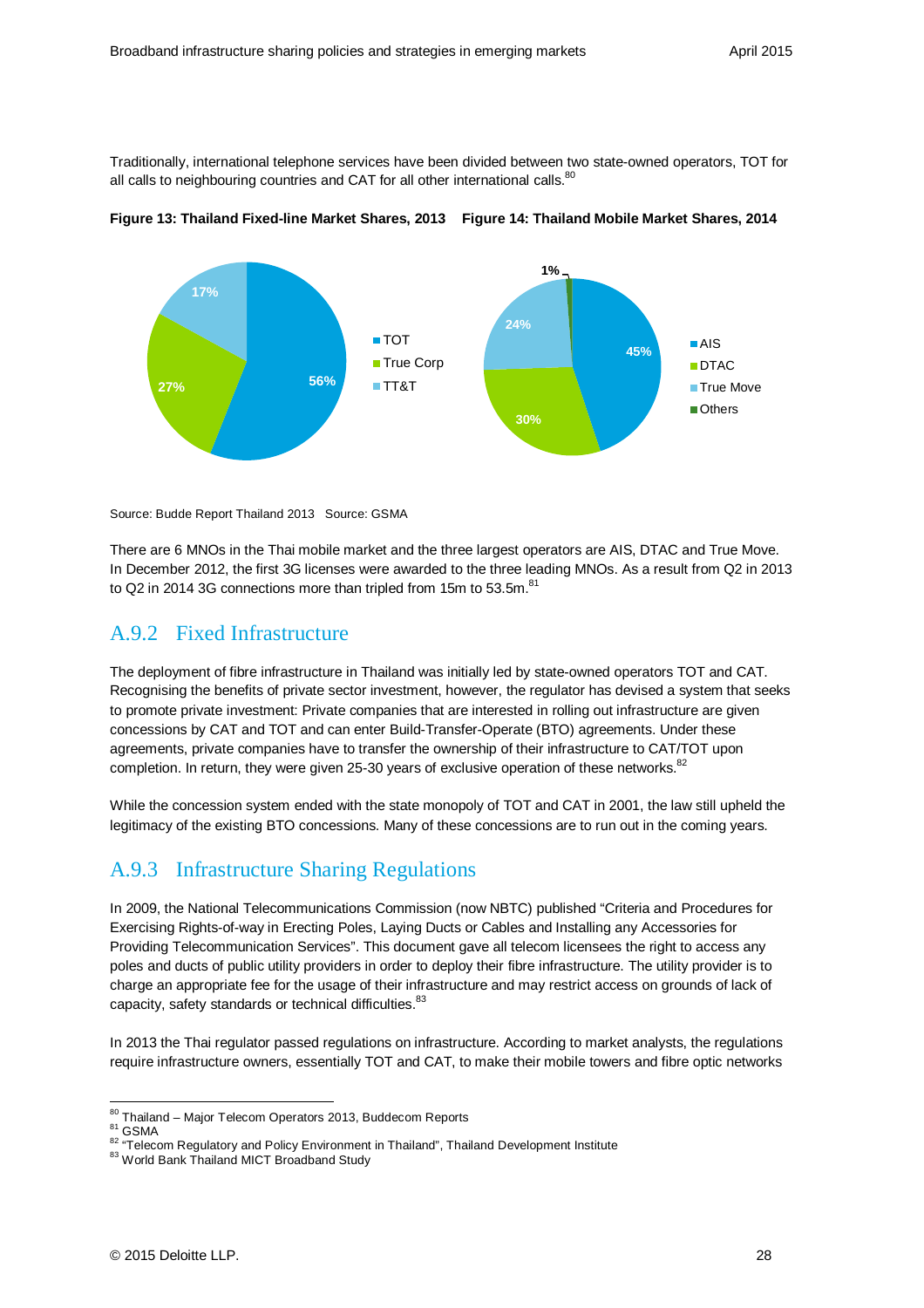Traditionally, international telephone services have been divided between two state-owned operators, TOT for all calls to neighbouring countries and CAT for all other international calls.[80]

**Figure 13: Thailand Fixed-line Market Shares, 2013**

| Operator | Share |
| --- | --- |
| TOT | 56% |
| True Corp | 27% |
| TT&T | 17% |

Source: Budde Report Thailand 2013

**Figure 14: Thailand Mobile Market Shares, 2014**

| Operator | Share |
| --- | --- |
| AIS | 45% |
| DTAC | 30% |
| True Move | 24% |
| Others | 1% |

Source: GSMA

There are 6 MNOs in the Thai mobile market and the three largest operators are AIS, DTAC and True Move. In December 2012, the first 3G licenses were awarded to the three leading MNOs. As a result from Q2 in 2013 to Q2 in 2014 3G connections more than tripled from 15m to 53.5m.[81]

## A.9.2 Fixed Infrastructure

The deployment of fibre infrastructure in Thailand was initially led by state-owned operators TOT and CAT. Recognising the benefits of private sector investment, however, the regulator has devised a system that seeks to promote private investment: Private companies that are interested in rolling out infrastructure are given concessions by CAT and TOT and can enter Build-Transfer-Operate (BTO) agreements. Under these agreements, private companies have to transfer the ownership of their infrastructure to CAT/TOT upon completion. In return, they were given 25-30 years of exclusive operation of these networks.[82]

While the concession system ended with the state monopoly of TOT and CAT in 2001, the law still upheld the legitimacy of the existing BTO concessions. Many of these concessions are to run out in the coming years.

## A.9.3 Infrastructure Sharing Regulations

In 2009, the National Telecommunications Commission (now NBTC) published "Criteria and Procedures for Exercising Rights-of-way in Erecting Poles, Laying Ducts or Cables and Installing any Accessories for Providing Telecommunication Services". This document gave all telecom licensees the right to access any poles and ducts of public utility providers in order to deploy their fibre infrastructure. The utility provider is to charge an appropriate fee for the usage of their infrastructure and may restrict access on grounds of lack of capacity, safety standards or technical difficulties.[83]

In 2013 the Thai regulator passed regulations on infrastructure. According to market analysts, the regulations require infrastructure owners, essentially TOT and CAT, to make their mobile towers and fibre optic networks

---

[80] Thailand – Major Telecom Operators 2013, Buddecom Reports

[81] GSMA

[82] "Telecom Regulatory and Policy Environment in Thailand", Thailand Development Institute

[83] World Bank Thailand MICT Broadband Study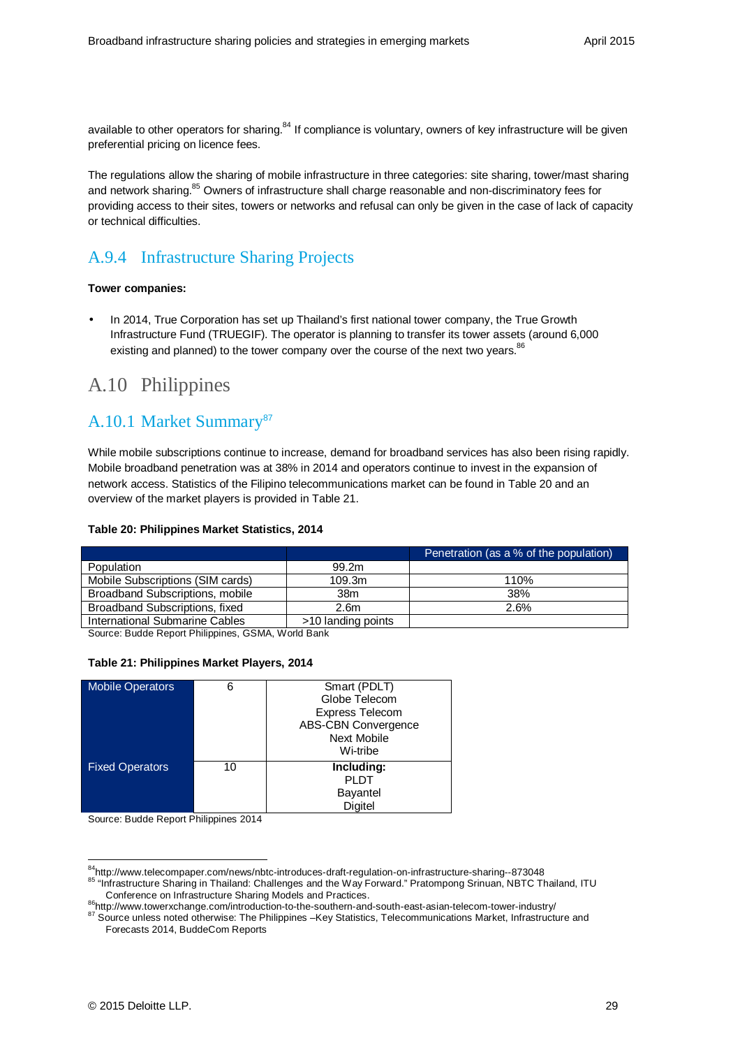available to other operators for sharing.[84] If compliance is voluntary, owners of key infrastructure will be given preferential pricing on licence fees.

The regulations allow the sharing of mobile infrastructure in three categories: site sharing, tower/mast sharing and network sharing.[85] Owners of infrastructure shall charge reasonable and non-discriminatory fees for providing access to their sites, towers or networks and refusal can only be given in the case of lack of capacity or technical difficulties.

### A.9.4 Infrastructure Sharing Projects

**Tower companies:**

- In 2014, True Corporation has set up Thailand's first national tower company, the True Growth Infrastructure Fund (TRUEGIF). The operator is planning to transfer its tower assets (around 6,000 existing and planned) to the tower company over the course of the next two years.[86]

## A.10 Philippines

### A.10.1 Market Summary[87]

While mobile subscriptions continue to increase, demand for broadband services has also been rising rapidly. Mobile broadband penetration was at 38% in 2014 and operators continue to invest in the expansion of network access. Statistics of the Filipino telecommunications market can be found in Table 20 and an overview of the market players is provided in Table 21.

**Table 20: Philippines Market Statistics, 2014**

| | | Penetration (as a % of the population) |
|---|---|---|
| Population | 99.2m | |
| Mobile Subscriptions (SIM cards) | 109.3m | 110% |
| Broadband Subscriptions, mobile | 38m | 38% |
| Broadband Subscriptions, fixed | 2.6m | 2.6% |
| International Submarine Cables | >10 landing points | |

Source: Budde Report Philippines, GSMA, World Bank

**Table 21: Philippines Market Players, 2014**

| | | |
|---|---|---|
| Mobile Operators | 6 | Smart (PDLT)<br>Globe Telecom<br>Express Telecom<br>ABS-CBN Convergence<br>Next Mobile<br>Wi-tribe |
| Fixed Operators | 10 | **Including:**<br>PLDT<br>Bayantel<br>Digitel |

Source: Budde Report Philippines 2014

---

[84] http://www.telecompaper.com/news/nbtc-introduces-draft-regulation-on-infrastructure-sharing--873048

[85] "Infrastructure Sharing in Thailand: Challenges and the Way Forward." Pratompong Srinuan, NBTC Thailand, ITU Conference on Infrastructure Sharing Models and Practices.

[86] http://www.towerxchange.com/introduction-to-the-southern-and-south-east-asian-telecom-tower-industry/

[87] Source unless noted otherwise: The Philippines –Key Statistics, Telecommunications Market, Infrastructure and Forecasts 2014, BuddeCom Reports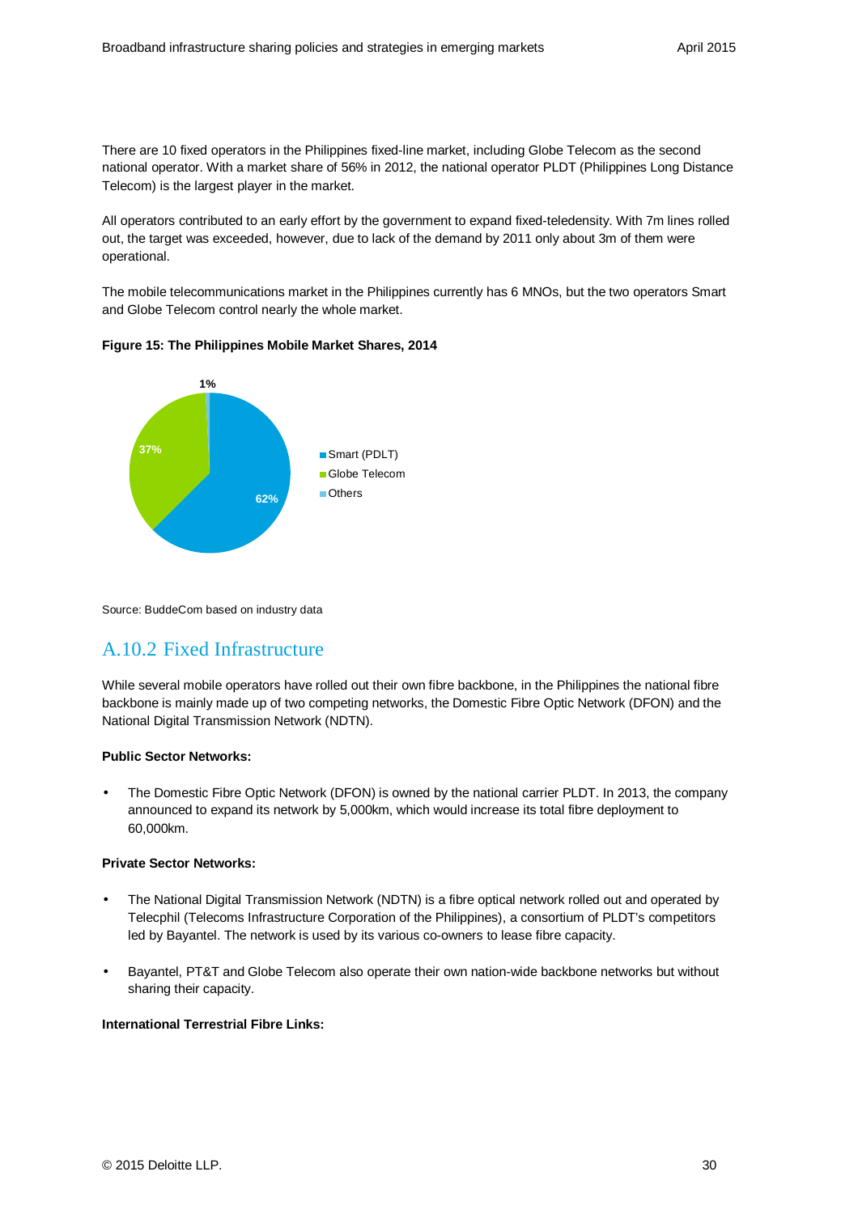There are 10 fixed operators in the Philippines fixed-line market, including Globe Telecom as the second national operator. With a market share of 56% in 2012, the national operator PLDT (Philippines Long Distance Telecom) is the largest player in the market.

All operators contributed to an early effort by the government to expand fixed-teledensity. With 7m lines rolled out, the target was exceeded, however, due to lack of the demand by 2011 only about 3m of them were operational.

The mobile telecommunications market in the Philippines currently has 6 MNOs, but the two operators Smart and Globe Telecom control nearly the whole market.

**Figure 15: The Philippines Mobile Market Shares, 2014**

| Operator | Share |
|---|---|
| Smart (PDLT) | 62% |
| Globe Telecom | 37% |
| Others | 1% |

Source: BuddeCom based on industry data

## A.10.2 Fixed Infrastructure

While several mobile operators have rolled out their own fibre backbone, in the Philippines the national fibre backbone is mainly made up of two competing networks, the Domestic Fibre Optic Network (DFON) and the National Digital Transmission Network (NDTN).

**Public Sector Networks:**

- The Domestic Fibre Optic Network (DFON) is owned by the national carrier PLDT. In 2013, the company announced to expand its network by 5,000km, which would increase its total fibre deployment to 60,000km.

**Private Sector Networks:**

- The National Digital Transmission Network (NDTN) is a fibre optical network rolled out and operated by Telecphil (Telecoms Infrastructure Corporation of the Philippines), a consortium of PLDT's competitors led by Bayantel. The network is used by its various co-owners to lease fibre capacity.
- Bayantel, PT&T and Globe Telecom also operate their own nation-wide backbone networks but without sharing their capacity.

**International Terrestrial Fibre Links:**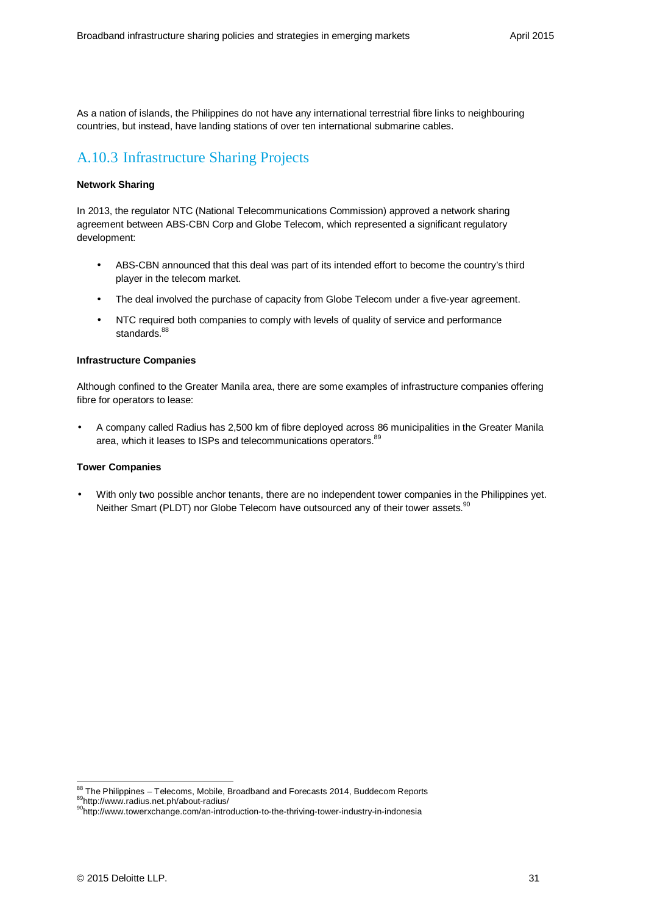As a nation of islands, the Philippines do not have any international terrestrial fibre links to neighbouring countries, but instead, have landing stations of over ten international submarine cables.

## A.10.3 Infrastructure Sharing Projects

**Network Sharing**

In 2013, the regulator NTC (National Telecommunications Commission) approved a network sharing agreement between ABS-CBN Corp and Globe Telecom, which represented a significant regulatory development:

- ABS-CBN announced that this deal was part of its intended effort to become the country's third player in the telecom market.
- The deal involved the purchase of capacity from Globe Telecom under a five-year agreement.
- NTC required both companies to comply with levels of quality of service and performance standards.[88]

**Infrastructure Companies**

Although confined to the Greater Manila area, there are some examples of infrastructure companies offering fibre for operators to lease:

- A company called Radius has 2,500 km of fibre deployed across 86 municipalities in the Greater Manila area, which it leases to ISPs and telecommunications operators.[89]

**Tower Companies**

- With only two possible anchor tenants, there are no independent tower companies in the Philippines yet. Neither Smart (PLDT) nor Globe Telecom have outsourced any of their tower assets.[90]

---

[88] The Philippines – Telecoms, Mobile, Broadband and Forecasts 2014, Buddecom Reports

[89] http://www.radius.net.ph/about-radius/

[90] http://www.towerxchange.com/an-introduction-to-the-thriving-tower-industry-in-indonesia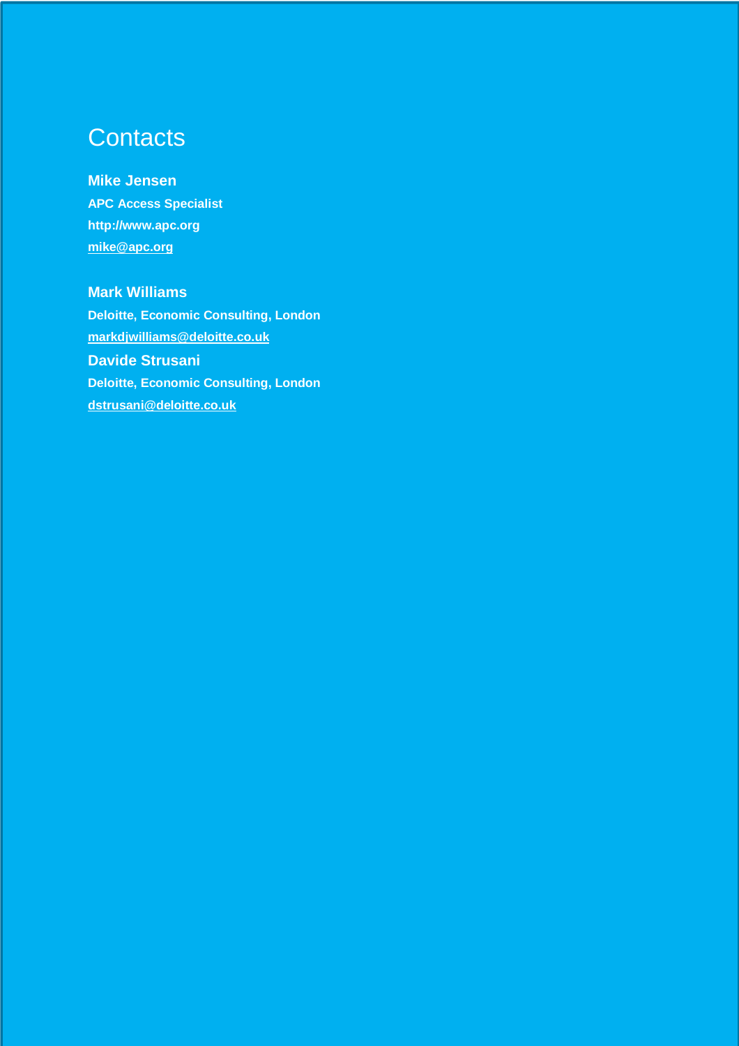# Contacts

**Mike Jensen**
**APC Access Specialist**
**http://www.apc.org**
**mike@apc.org**

**Mark Williams**
**Deloitte, Economic Consulting, London**
**markdjwilliams@deloitte.co.uk**

**Davide Strusani**
**Deloitte, Economic Consulting, London**
**dstrusani@deloitte.co.uk**